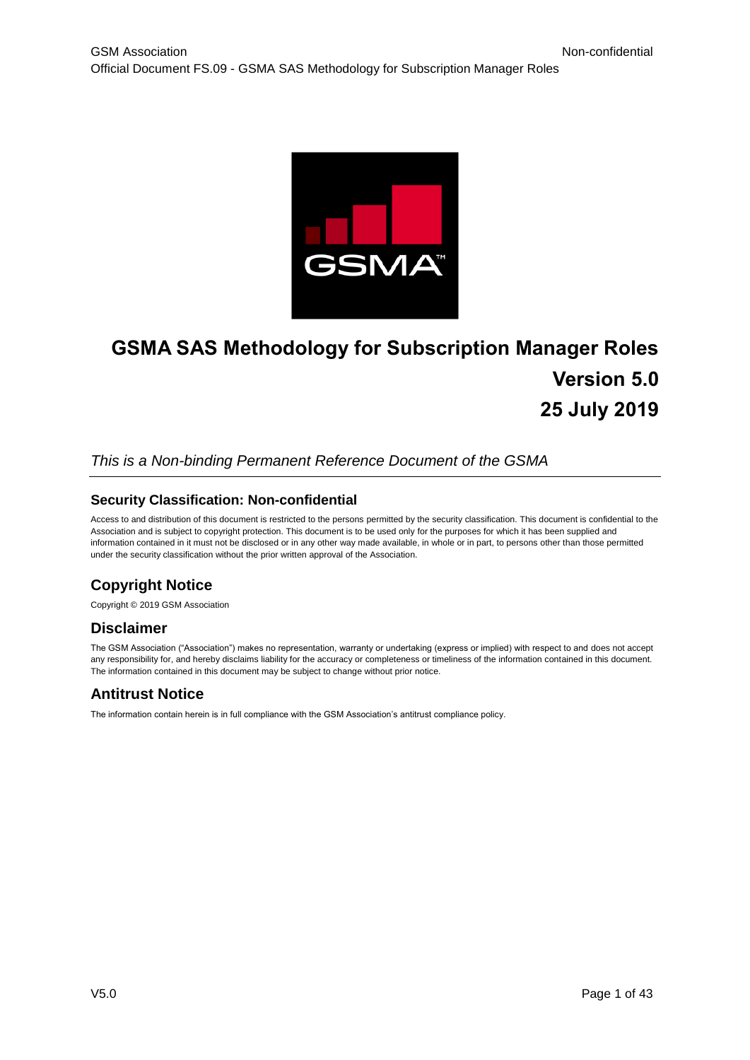# GSMA SAS Methodology for Subscription Manager Roles

**Version 5.0**

**25 July 2019**

*This is a Non-binding Permanent Reference Document of the GSMA*

### Security Classification: Non-confidential

Access to and distribution of this document is restricted to the persons permitted by the security classification. This document is confidential to the Association and is subject to copyright protection. This document is to be used only for the purposes for which it has been supplied and information contained in it must not be disclosed or in any other way made available, in whole or in part, to persons other than those permitted under the security classification without the prior written approval of the Association.

## Copyright Notice

Copyright © 2019 GSM Association

## Disclaimer

The GSM Association ("Association") makes no representation, warranty or undertaking (express or implied) with respect to and does not accept any responsibility for, and hereby disclaims liability for the accuracy or completeness or timeliness of the information contained in this document. The information contained in this document may be subject to change without prior notice.

## Antitrust Notice

The information contain herein is in full compliance with the GSM Association's antitrust compliance policy.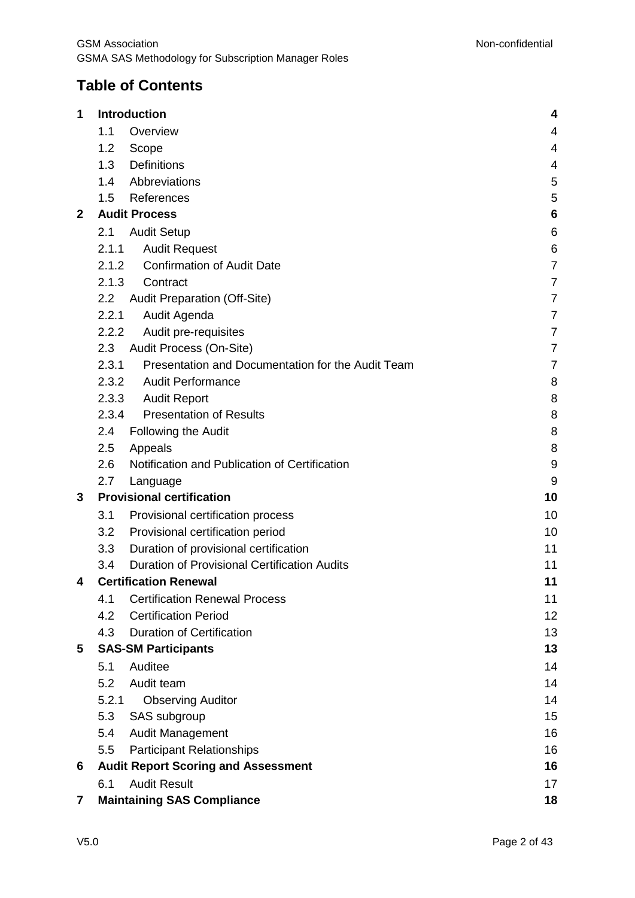# Table of Contents

| | | |
|---|---|---|
| **1** | **Introduction** | **4** |
| 1.1 | Overview | 4 |
| 1.2 | Scope | 4 |
| 1.3 | Definitions | 4 |
| 1.4 | Abbreviations | 5 |
| 1.5 | References | 5 |
| **2** | **Audit Process** | **6** |
| 2.1 | Audit Setup | 6 |
| 2.1.1 | Audit Request | 6 |
| 2.1.2 | Confirmation of Audit Date | 7 |
| 2.1.3 | Contract | 7 |
| 2.2 | Audit Preparation (Off-Site) | 7 |
| 2.2.1 | Audit Agenda | 7 |
| 2.2.2 | Audit pre-requisites | 7 |
| 2.3 | Audit Process (On-Site) | 7 |
| 2.3.1 | Presentation and Documentation for the Audit Team | 7 |
| 2.3.2 | Audit Performance | 8 |
| 2.3.3 | Audit Report | 8 |
| 2.3.4 | Presentation of Results | 8 |
| 2.4 | Following the Audit | 8 |
| 2.5 | Appeals | 8 |
| 2.6 | Notification and Publication of Certification | 9 |
| 2.7 | Language | 9 |
| **3** | **Provisional certification** | **10** |
| 3.1 | Provisional certification process | 10 |
| 3.2 | Provisional certification period | 10 |
| 3.3 | Duration of provisional certification | 11 |
| 3.4 | Duration of Provisional Certification Audits | 11 |
| **4** | **Certification Renewal** | **11** |
| 4.1 | Certification Renewal Process | 11 |
| 4.2 | Certification Period | 12 |
| 4.3 | Duration of Certification | 13 |
| **5** | **SAS-SM Participants** | **13** |
| 5.1 | Auditee | 14 |
| 5.2 | Audit team | 14 |
| 5.2.1 | Observing Auditor | 14 |
| 5.3 | SAS subgroup | 15 |
| 5.4 | Audit Management | 16 |
| 5.5 | Participant Relationships | 16 |
| **6** | **Audit Report Scoring and Assessment** | **16** |
| 6.1 | Audit Result | 17 |
| **7** | **Maintaining SAS Compliance** | **18** |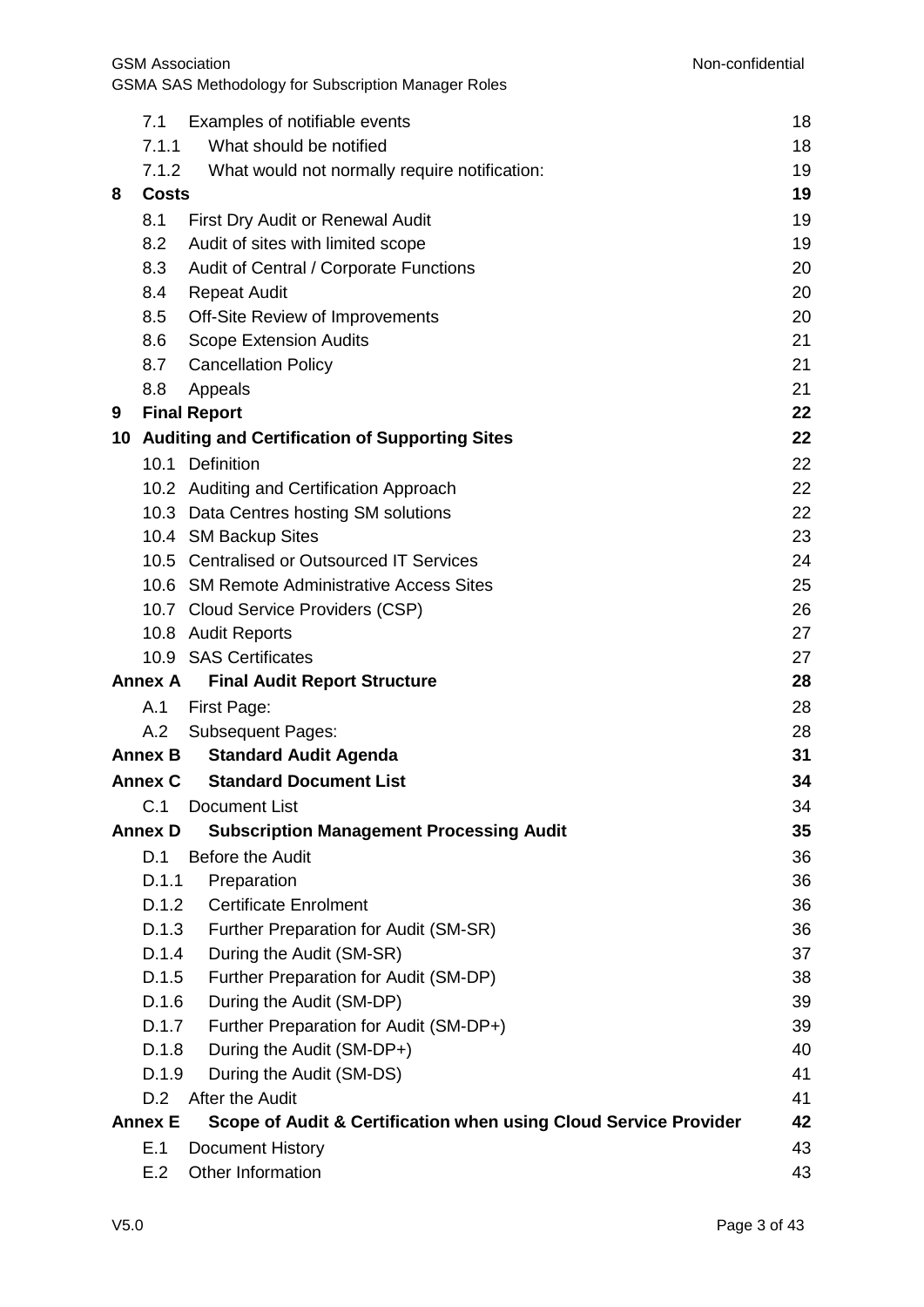| | | |
|---|---|---|
| 7.1 | Examples of notifiable events | 18 |
| 7.1.1 | What should be notified | 18 |
| 7.1.2 | What would not normally require notification: | 19 |
| **8** | **Costs** | **19** |
| 8.1 | First Dry Audit or Renewal Audit | 19 |
| 8.2 | Audit of sites with limited scope | 19 |
| 8.3 | Audit of Central / Corporate Functions | 20 |
| 8.4 | Repeat Audit | 20 |
| 8.5 | Off-Site Review of Improvements | 20 |
| 8.6 | Scope Extension Audits | 21 |
| 8.7 | Cancellation Policy | 21 |
| 8.8 | Appeals | 21 |
| **9** | **Final Report** | **22** |
| **10** | **Auditing and Certification of Supporting Sites** | **22** |
| 10.1 | Definition | 22 |
| 10.2 | Auditing and Certification Approach | 22 |
| 10.3 | Data Centres hosting SM solutions | 22 |
| 10.4 | SM Backup Sites | 23 |
| 10.5 | Centralised or Outsourced IT Services | 24 |
| 10.6 | SM Remote Administrative Access Sites | 25 |
| 10.7 | Cloud Service Providers (CSP) | 26 |
| 10.8 | Audit Reports | 27 |
| 10.9 | SAS Certificates | 27 |
| **Annex A** | **Final Audit Report Structure** | **28** |
| A.1 | First Page: | 28 |
| A.2 | Subsequent Pages: | 28 |
| **Annex B** | **Standard Audit Agenda** | **31** |
| **Annex C** | **Standard Document List** | **34** |
| C.1 | Document List | 34 |
| **Annex D** | **Subscription Management Processing Audit** | **35** |
| D.1 | Before the Audit | 36 |
| D.1.1 | Preparation | 36 |
| D.1.2 | Certificate Enrolment | 36 |
| D.1.3 | Further Preparation for Audit (SM-SR) | 36 |
| D.1.4 | During the Audit (SM-SR) | 37 |
| D.1.5 | Further Preparation for Audit (SM-DP) | 38 |
| D.1.6 | During the Audit (SM-DP) | 39 |
| D.1.7 | Further Preparation for Audit (SM-DP+) | 39 |
| D.1.8 | During the Audit (SM-DP+) | 40 |
| D.1.9 | During the Audit (SM-DS) | 41 |
| D.2 | After the Audit | 41 |
| **Annex E** | **Scope of Audit & Certification when using Cloud Service Provider** | **42** |
| E.1 | Document History | 43 |
| E.2 | Other Information | 43 |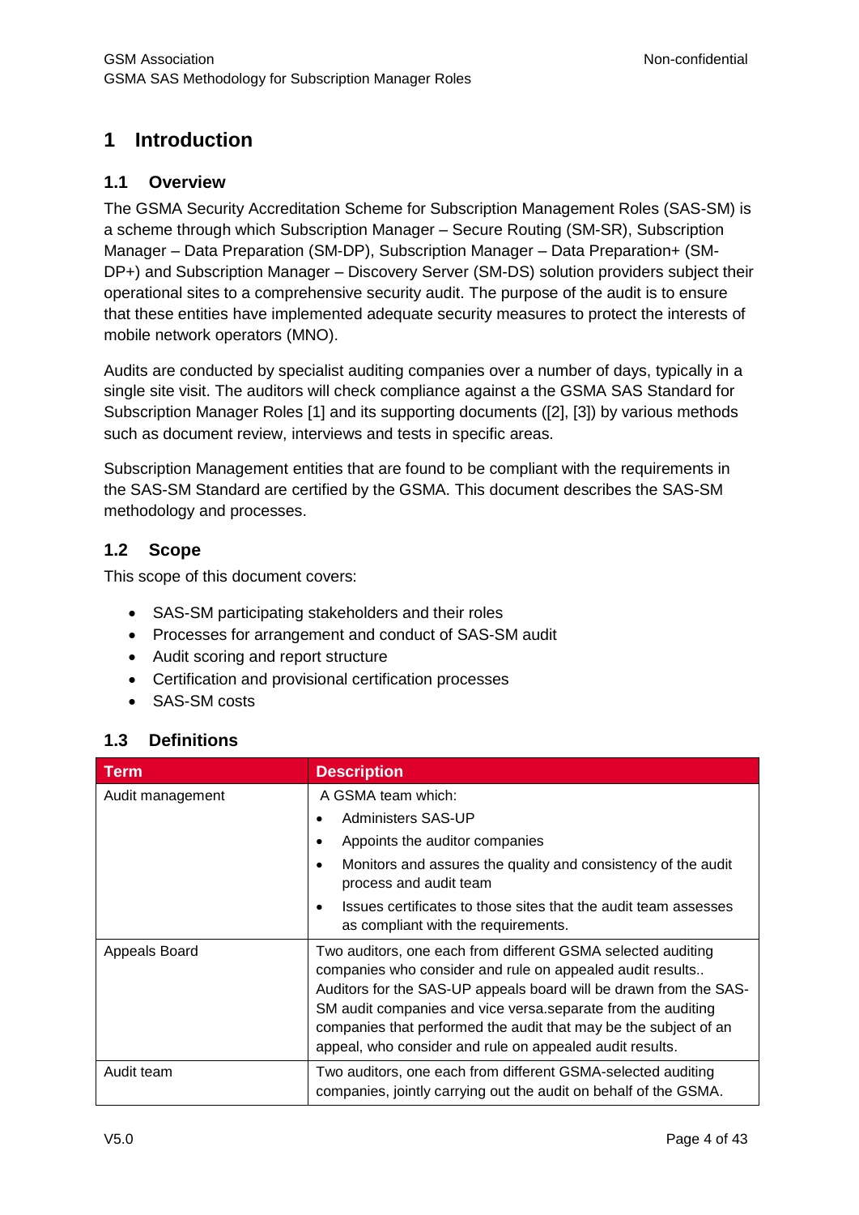# 1 Introduction

## 1.1 Overview

The GSMA Security Accreditation Scheme for Subscription Management Roles (SAS-SM) is a scheme through which Subscription Manager – Secure Routing (SM-SR), Subscription Manager – Data Preparation (SM-DP), Subscription Manager – Data Preparation+ (SM-DP+) and Subscription Manager – Discovery Server (SM-DS) solution providers subject their operational sites to a comprehensive security audit. The purpose of the audit is to ensure that these entities have implemented adequate security measures to protect the interests of mobile network operators (MNO).

Audits are conducted by specialist auditing companies over a number of days, typically in a single site visit. The auditors will check compliance against a the GSMA SAS Standard for Subscription Manager Roles [1] and its supporting documents ([2], [3]) by various methods such as document review, interviews and tests in specific areas.

Subscription Management entities that are found to be compliant with the requirements in the SAS-SM Standard are certified by the GSMA. This document describes the SAS-SM methodology and processes.

## 1.2 Scope

This scope of this document covers:

- SAS-SM participating stakeholders and their roles
- Processes for arrangement and conduct of SAS-SM audit
- Audit scoring and report structure
- Certification and provisional certification processes
- SAS-SM costs

## 1.3 Definitions

| Term | Description |
|---|---|
| Audit management | A GSMA team which:<br>• Administers SAS-UP<br>• Appoints the auditor companies<br>• Monitors and assures the quality and consistency of the audit process and audit team<br>• Issues certificates to those sites that the audit team assesses as compliant with the requirements. |
| Appeals Board | Two auditors, one each from different GSMA selected auditing companies who consider and rule on appealed audit results.. Auditors for the SAS-UP appeals board will be drawn from the SAS-SM audit companies and vice versa.separate from the auditing companies that performed the audit that may be the subject of an appeal, who consider and rule on appealed audit results. |
| Audit team | Two auditors, one each from different GSMA-selected auditing companies, jointly carrying out the audit on behalf of the GSMA. |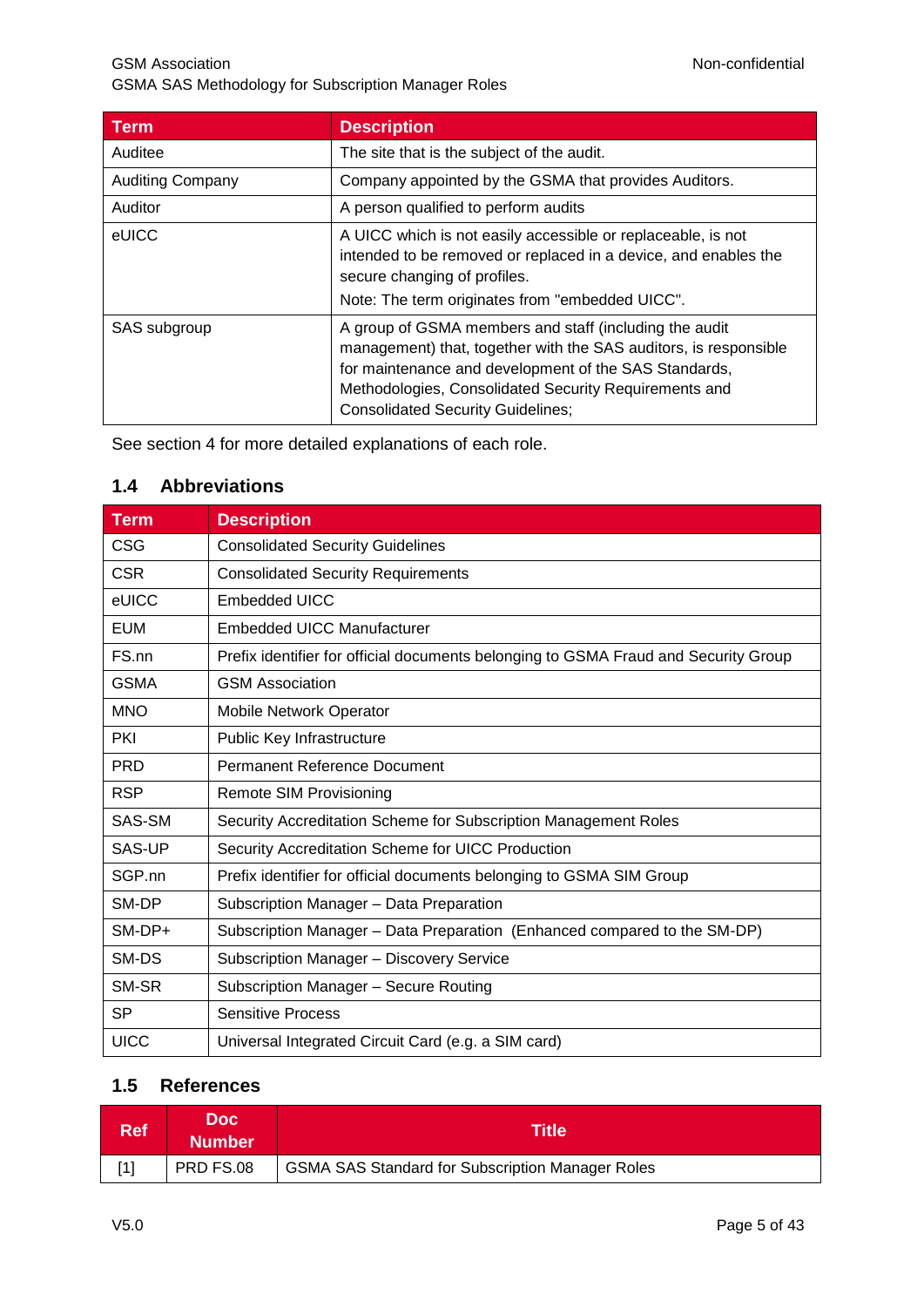| Term | Description |
|---|---|
| Auditee | The site that is the subject of the audit. |
| Auditing Company | Company appointed by the GSMA that provides Auditors. |
| Auditor | A person qualified to perform audits |
| eUICC | A UICC which is not easily accessible or replaceable, is not intended to be removed or replaced in a device, and enables the secure changing of profiles. Note: The term originates from "embedded UICC". |
| SAS subgroup | A group of GSMA members and staff (including the audit management) that, together with the SAS auditors, is responsible for maintenance and development of the SAS Standards, Methodologies, Consolidated Security Requirements and Consolidated Security Guidelines; |

See section 4 for more detailed explanations of each role.

## 1.4 Abbreviations

| Term | Description |
|---|---|
| CSG | Consolidated Security Guidelines |
| CSR | Consolidated Security Requirements |
| eUICC | Embedded UICC |
| EUM | Embedded UICC Manufacturer |
| FS.nn | Prefix identifier for official documents belonging to GSMA Fraud and Security Group |
| GSMA | GSM Association |
| MNO | Mobile Network Operator |
| PKI | Public Key Infrastructure |
| PRD | Permanent Reference Document |
| RSP | Remote SIM Provisioning |
| SAS-SM | Security Accreditation Scheme for Subscription Management Roles |
| SAS-UP | Security Accreditation Scheme for UICC Production |
| SGP.nn | Prefix identifier for official documents belonging to GSMA SIM Group |
| SM-DP | Subscription Manager – Data Preparation |
| SM-DP+ | Subscription Manager – Data Preparation (Enhanced compared to the SM-DP) |
| SM-DS | Subscription Manager – Discovery Service |
| SM-SR | Subscription Manager – Secure Routing |
| SP | Sensitive Process |
| UICC | Universal Integrated Circuit Card (e.g. a SIM card) |

## 1.5 References

| Ref | Doc Number | Title |
|---|---|---|
| [1] | PRD FS.08 | GSMA SAS Standard for Subscription Manager Roles |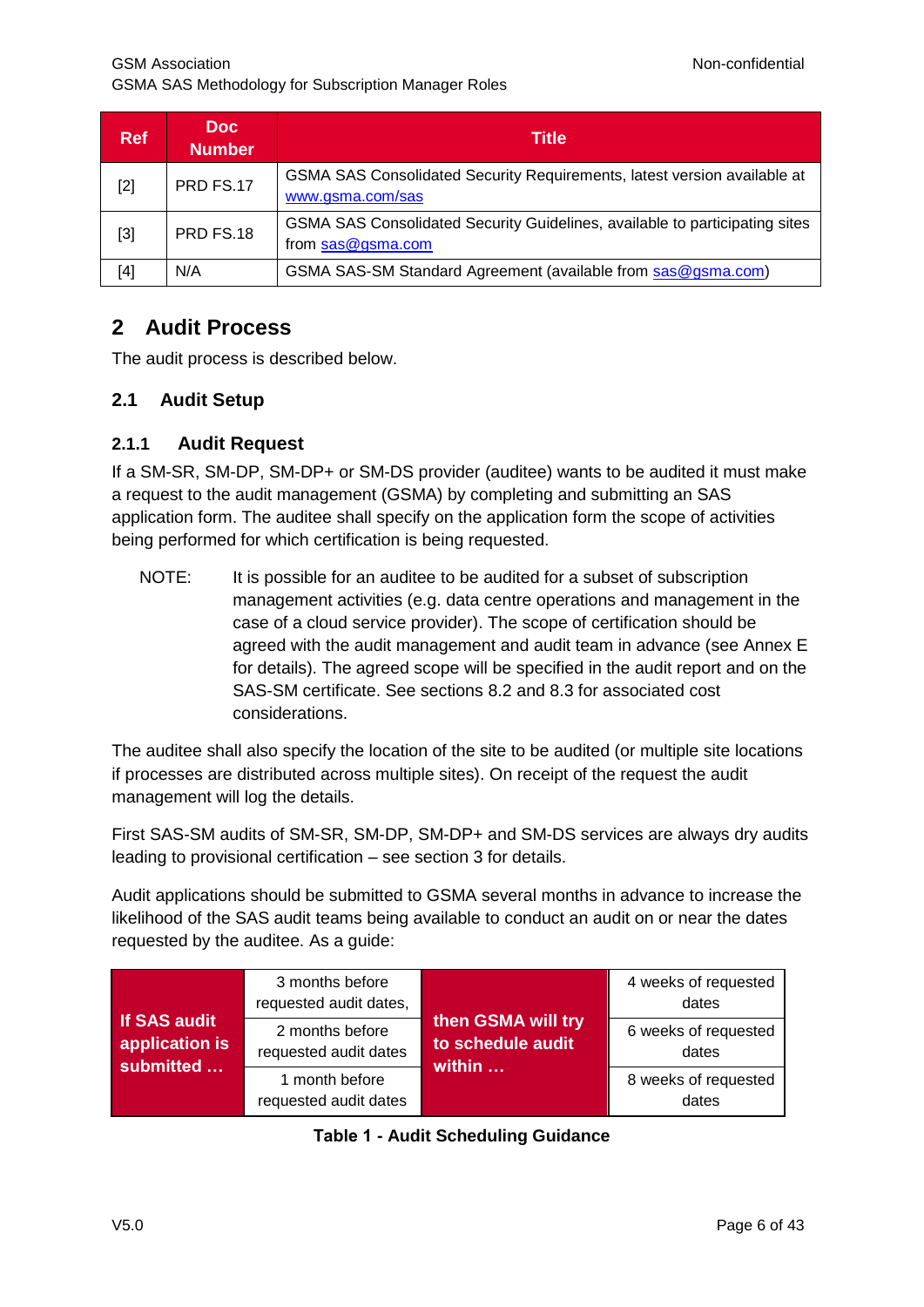| Ref | Doc Number | Title |
|---|---|---|
| [2] | PRD FS.17 | GSMA SAS Consolidated Security Requirements, latest version available at www.gsma.com/sas |
| [3] | PRD FS.18 | GSMA SAS Consolidated Security Guidelines, available to participating sites from sas@gsma.com |
| [4] | N/A | GSMA SAS-SM Standard Agreement (available from sas@gsma.com) |

# 2 Audit Process

The audit process is described below.

## 2.1 Audit Setup

### 2.1.1 Audit Request

If a SM-SR, SM-DP, SM-DP+ or SM-DS provider (auditee) wants to be audited it must make a request to the audit management (GSMA) by completing and submitting an SAS application form. The auditee shall specify on the application form the scope of activities being performed for which certification is being requested.

NOTE: It is possible for an auditee to be audited for a subset of subscription management activities (e.g. data centre operations and management in the case of a cloud service provider). The scope of certification should be agreed with the audit management and audit team in advance (see Annex E for details). The agreed scope will be specified in the audit report and on the SAS-SM certificate. See sections 8.2 and 8.3 for associated cost considerations.

The auditee shall also specify the location of the site to be audited (or multiple site locations if processes are distributed across multiple sites). On receipt of the request the audit management will log the details.

First SAS-SM audits of SM-SR, SM-DP, SM-DP+ and SM-DS services are always dry audits leading to provisional certification – see section 3 for details.

Audit applications should be submitted to GSMA several months in advance to increase the likelihood of the SAS audit teams being available to conduct an audit on or near the dates requested by the auditee. As a guide:

| If SAS audit application is submitted … | | then GSMA will try to schedule audit within … | |
|---|---|---|---|
| | 3 months before requested audit dates, | | 4 weeks of requested dates |
| | 2 months before requested audit dates | | 6 weeks of requested dates |
| | 1 month before requested audit dates | | 8 weeks of requested dates |

**Table 1 - Audit Scheduling Guidance**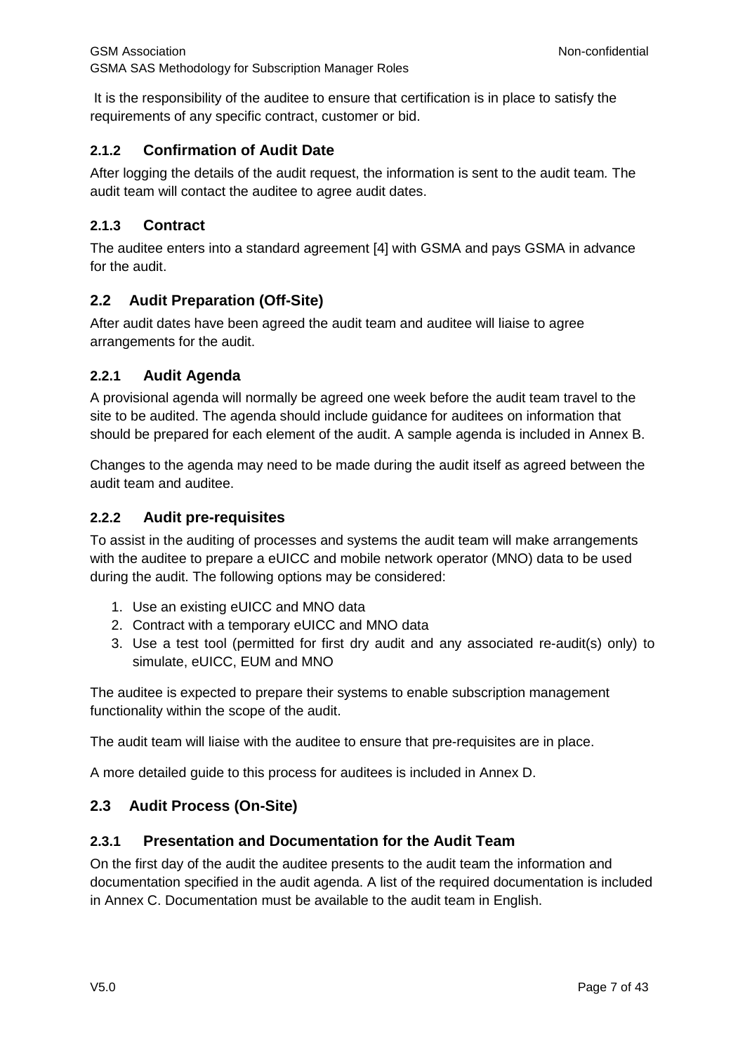It is the responsibility of the auditee to ensure that certification is in place to satisfy the requirements of any specific contract, customer or bid.

#### 2.1.2 Confirmation of Audit Date

After logging the details of the audit request, the information is sent to the audit team. The audit team will contact the auditee to agree audit dates.

#### 2.1.3 Contract

The auditee enters into a standard agreement [4] with GSMA and pays GSMA in advance for the audit.

### 2.2 Audit Preparation (Off-Site)

After audit dates have been agreed the audit team and auditee will liaise to agree arrangements for the audit.

#### 2.2.1 Audit Agenda

A provisional agenda will normally be agreed one week before the audit team travel to the site to be audited. The agenda should include guidance for auditees on information that should be prepared for each element of the audit. A sample agenda is included in Annex B.

Changes to the agenda may need to be made during the audit itself as agreed between the audit team and auditee.

#### 2.2.2 Audit pre-requisites

To assist in the auditing of processes and systems the audit team will make arrangements with the auditee to prepare a eUICC and mobile network operator (MNO) data to be used during the audit. The following options may be considered:

1. Use an existing eUICC and MNO data
2. Contract with a temporary eUICC and MNO data
3. Use a test tool (permitted for first dry audit and any associated re-audit(s) only) to simulate, eUICC, EUM and MNO

The auditee is expected to prepare their systems to enable subscription management functionality within the scope of the audit.

The audit team will liaise with the auditee to ensure that pre-requisites are in place.

A more detailed guide to this process for auditees is included in Annex D.

### 2.3 Audit Process (On-Site)

#### 2.3.1 Presentation and Documentation for the Audit Team

On the first day of the audit the auditee presents to the audit team the information and documentation specified in the audit agenda. A list of the required documentation is included in Annex C. Documentation must be available to the audit team in English.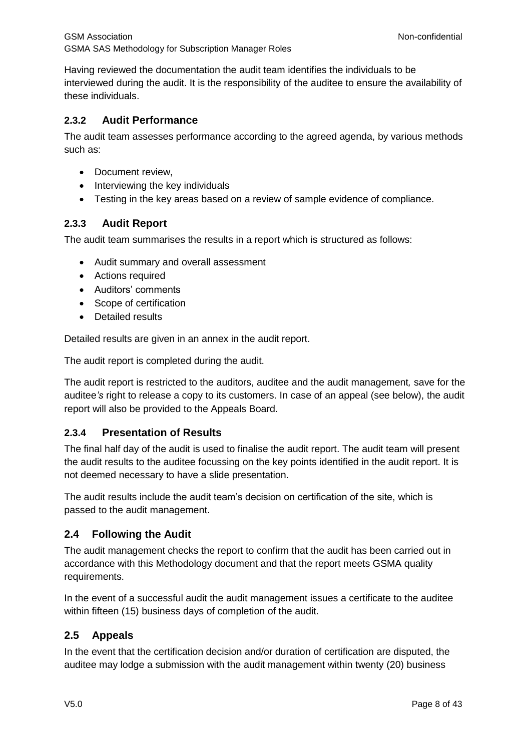Having reviewed the documentation the audit team identifies the individuals to be interviewed during the audit. It is the responsibility of the auditee to ensure the availability of these individuals.

### 2.3.2 Audit Performance

The audit team assesses performance according to the agreed agenda, by various methods such as:

- Document review,
- Interviewing the key individuals
- Testing in the key areas based on a review of sample evidence of compliance.

### 2.3.3 Audit Report

The audit team summarises the results in a report which is structured as follows:

- Audit summary and overall assessment
- Actions required
- Auditors' comments
- Scope of certification
- Detailed results

Detailed results are given in an annex in the audit report.

The audit report is completed during the audit.

The audit report is restricted to the auditors, auditee and the audit management*,* save for the auditee*'s* right to release a copy to its customers. In case of an appeal (see below), the audit report will also be provided to the Appeals Board.

### 2.3.4 Presentation of Results

The final half day of the audit is used to finalise the audit report. The audit team will present the audit results to the auditee focussing on the key points identified in the audit report. It is not deemed necessary to have a slide presentation.

The audit results include the audit team's decision on certification of the site, which is passed to the audit management.

## 2.4 Following the Audit

The audit management checks the report to confirm that the audit has been carried out in accordance with this Methodology document and that the report meets GSMA quality requirements.

In the event of a successful audit the audit management issues a certificate to the auditee within fifteen (15) business days of completion of the audit.

## 2.5 Appeals

In the event that the certification decision and/or duration of certification are disputed, the auditee may lodge a submission with the audit management within twenty (20) business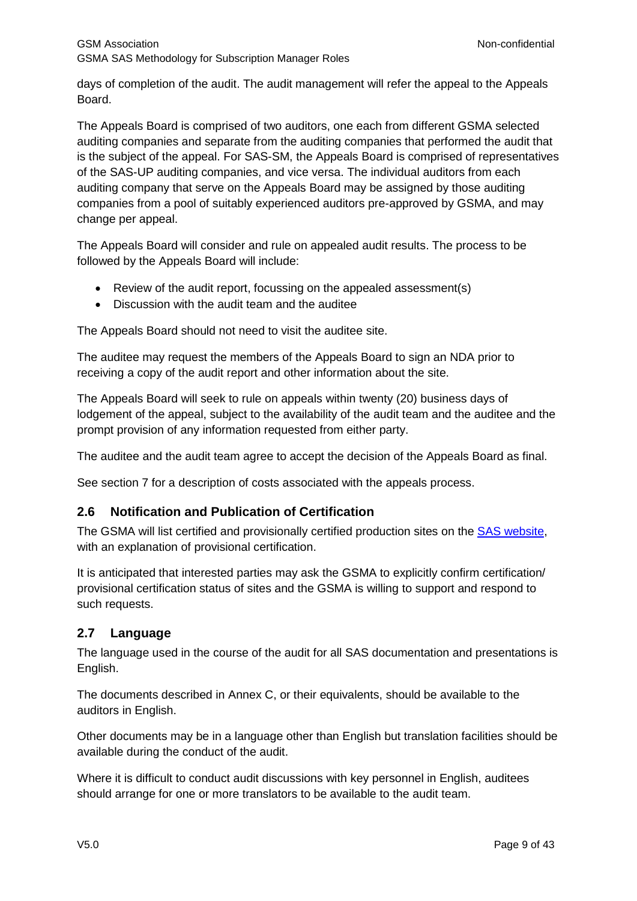days of completion of the audit. The audit management will refer the appeal to the Appeals Board.

The Appeals Board is comprised of two auditors, one each from different GSMA selected auditing companies and separate from the auditing companies that performed the audit that is the subject of the appeal. For SAS-SM, the Appeals Board is comprised of representatives of the SAS-UP auditing companies, and vice versa. The individual auditors from each auditing company that serve on the Appeals Board may be assigned by those auditing companies from a pool of suitably experienced auditors pre-approved by GSMA, and may change per appeal.

The Appeals Board will consider and rule on appealed audit results. The process to be followed by the Appeals Board will include:

- Review of the audit report, focussing on the appealed assessment(s)
- Discussion with the audit team and the auditee

The Appeals Board should not need to visit the auditee site.

The auditee may request the members of the Appeals Board to sign an NDA prior to receiving a copy of the audit report and other information about the site.

The Appeals Board will seek to rule on appeals within twenty (20) business days of lodgement of the appeal, subject to the availability of the audit team and the auditee and the prompt provision of any information requested from either party.

The auditee and the audit team agree to accept the decision of the Appeals Board as final.

See section 7 for a description of costs associated with the appeals process.

## 2.6 Notification and Publication of Certification

The GSMA will list certified and provisionally certified production sites on the SAS website, with an explanation of provisional certification.

It is anticipated that interested parties may ask the GSMA to explicitly confirm certification/ provisional certification status of sites and the GSMA is willing to support and respond to such requests.

## 2.7 Language

The language used in the course of the audit for all SAS documentation and presentations is English.

The documents described in Annex C, or their equivalents, should be available to the auditors in English.

Other documents may be in a language other than English but translation facilities should be available during the conduct of the audit.

Where it is difficult to conduct audit discussions with key personnel in English, auditees should arrange for one or more translators to be available to the audit team.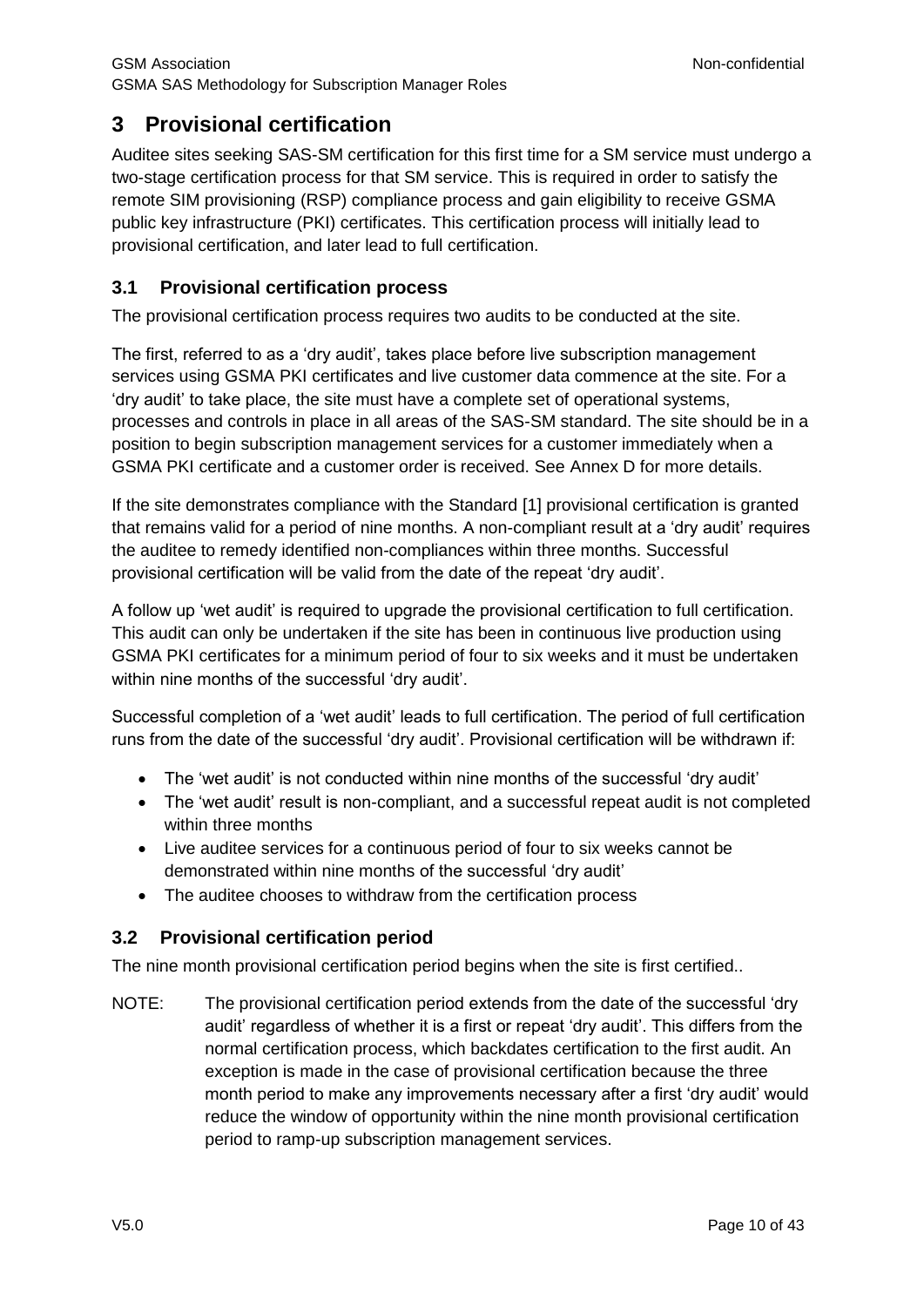# 3 Provisional certification

Auditee sites seeking SAS-SM certification for this first time for a SM service must undergo a two-stage certification process for that SM service. This is required in order to satisfy the remote SIM provisioning (RSP) compliance process and gain eligibility to receive GSMA public key infrastructure (PKI) certificates. This certification process will initially lead to provisional certification, and later lead to full certification.

## 3.1 Provisional certification process

The provisional certification process requires two audits to be conducted at the site.

The first, referred to as a 'dry audit', takes place before live subscription management services using GSMA PKI certificates and live customer data commence at the site. For a 'dry audit' to take place, the site must have a complete set of operational systems, processes and controls in place in all areas of the SAS-SM standard. The site should be in a position to begin subscription management services for a customer immediately when a GSMA PKI certificate and a customer order is received. See Annex D for more details.

If the site demonstrates compliance with the Standard [1] provisional certification is granted that remains valid for a period of nine months. A non-compliant result at a 'dry audit' requires the auditee to remedy identified non-compliances within three months. Successful provisional certification will be valid from the date of the repeat 'dry audit'.

A follow up 'wet audit' is required to upgrade the provisional certification to full certification. This audit can only be undertaken if the site has been in continuous live production using GSMA PKI certificates for a minimum period of four to six weeks and it must be undertaken within nine months of the successful 'dry audit'.

Successful completion of a 'wet audit' leads to full certification. The period of full certification runs from the date of the successful 'dry audit'. Provisional certification will be withdrawn if:

- The 'wet audit' is not conducted within nine months of the successful 'dry audit'
- The 'wet audit' result is non-compliant, and a successful repeat audit is not completed within three months
- Live auditee services for a continuous period of four to six weeks cannot be demonstrated within nine months of the successful 'dry audit'
- The auditee chooses to withdraw from the certification process

## 3.2 Provisional certification period

The nine month provisional certification period begins when the site is first certified..

NOTE: The provisional certification period extends from the date of the successful 'dry audit' regardless of whether it is a first or repeat 'dry audit'. This differs from the normal certification process, which backdates certification to the first audit. An exception is made in the case of provisional certification because the three month period to make any improvements necessary after a first 'dry audit' would reduce the window of opportunity within the nine month provisional certification period to ramp-up subscription management services.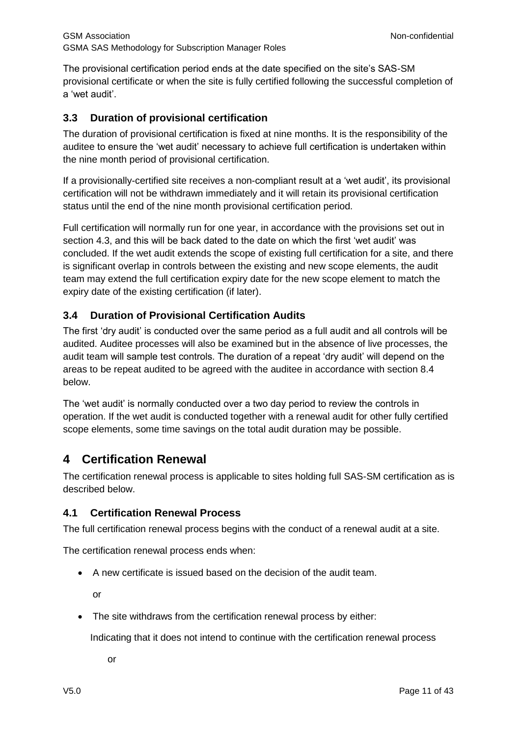The provisional certification period ends at the date specified on the site's SAS-SM provisional certificate or when the site is fully certified following the successful completion of a 'wet audit'.

### 3.3 Duration of provisional certification

The duration of provisional certification is fixed at nine months. It is the responsibility of the auditee to ensure the 'wet audit' necessary to achieve full certification is undertaken within the nine month period of provisional certification.

If a provisionally-certified site receives a non-compliant result at a 'wet audit', its provisional certification will not be withdrawn immediately and it will retain its provisional certification status until the end of the nine month provisional certification period.

Full certification will normally run for one year, in accordance with the provisions set out in section 4.3, and this will be back dated to the date on which the first 'wet audit' was concluded. If the wet audit extends the scope of existing full certification for a site, and there is significant overlap in controls between the existing and new scope elements, the audit team may extend the full certification expiry date for the new scope element to match the expiry date of the existing certification (if later).

### 3.4 Duration of Provisional Certification Audits

The first 'dry audit' is conducted over the same period as a full audit and all controls will be audited. Auditee processes will also be examined but in the absence of live processes, the audit team will sample test controls. The duration of a repeat 'dry audit' will depend on the areas to be repeat audited to be agreed with the auditee in accordance with section 8.4 below.

The 'wet audit' is normally conducted over a two day period to review the controls in operation. If the wet audit is conducted together with a renewal audit for other fully certified scope elements, some time savings on the total audit duration may be possible.

## 4 Certification Renewal

The certification renewal process is applicable to sites holding full SAS-SM certification as is described below.

### 4.1 Certification Renewal Process

The full certification renewal process begins with the conduct of a renewal audit at a site.

The certification renewal process ends when:

- A new certificate is issued based on the decision of the audit team.

  or

- The site withdraws from the certification renewal process by either:

  Indicating that it does not intend to continue with the certification renewal process

  or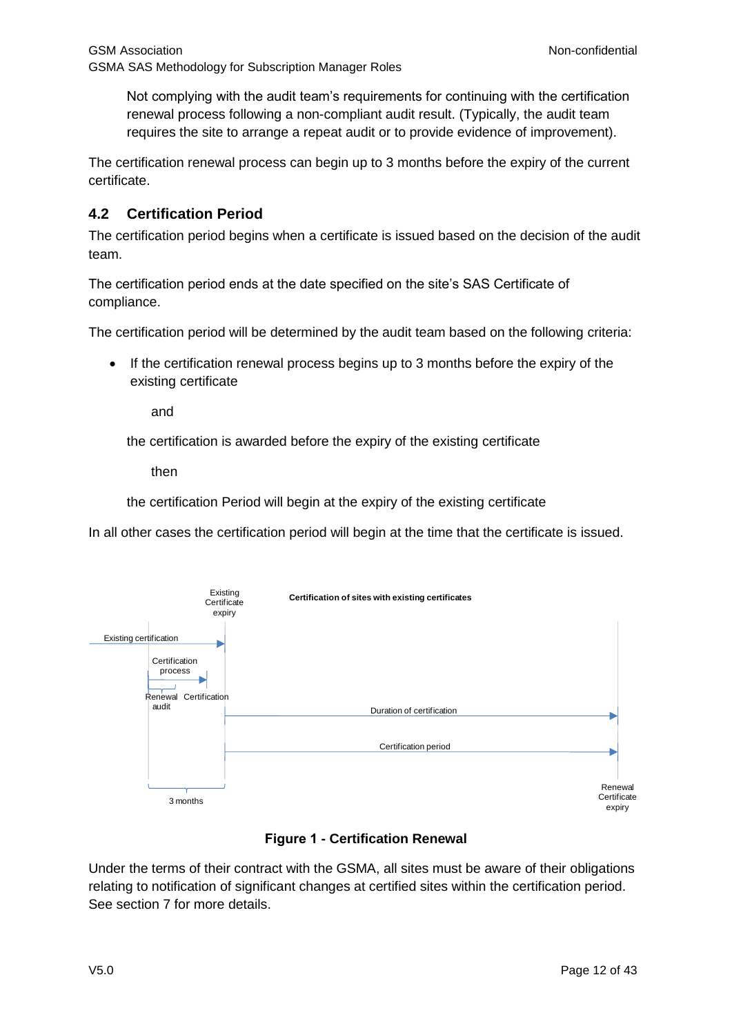Not complying with the audit team's requirements for continuing with the certification renewal process following a non-compliant audit result. (Typically, the audit team requires the site to arrange a repeat audit or to provide evidence of improvement).

The certification renewal process can begin up to 3 months before the expiry of the current certificate.

## 4.2 Certification Period

The certification period begins when a certificate is issued based on the decision of the audit team.

The certification period ends at the date specified on the site's SAS Certificate of compliance.

The certification period will be determined by the audit team based on the following criteria:

- If the certification renewal process begins up to 3 months before the expiry of the existing certificate

  and

  the certification is awarded before the expiry of the existing certificate

  then

  the certification Period will begin at the expiry of the existing certificate

In all other cases the certification period will begin at the time that the certificate is issued.

**Figure 1 - Certification Renewal**

Under the terms of their contract with the GSMA, all sites must be aware of their obligations relating to notification of significant changes at certified sites within the certification period. See section 7 for more details.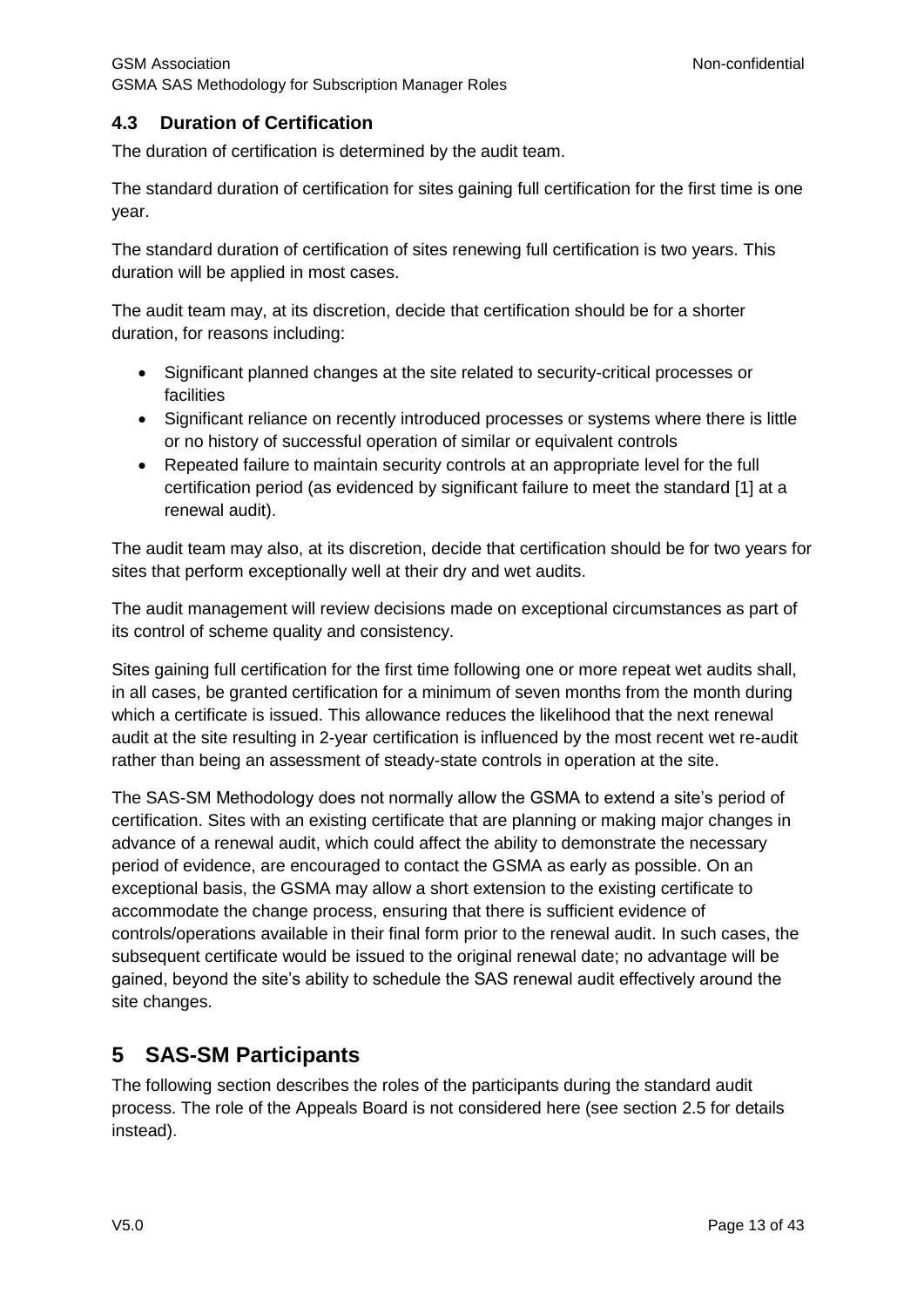### 4.3 Duration of Certification

The duration of certification is determined by the audit team.

The standard duration of certification for sites gaining full certification for the first time is one year.

The standard duration of certification of sites renewing full certification is two years. This duration will be applied in most cases.

The audit team may, at its discretion, decide that certification should be for a shorter duration, for reasons including:

- Significant planned changes at the site related to security-critical processes or facilities
- Significant reliance on recently introduced processes or systems where there is little or no history of successful operation of similar or equivalent controls
- Repeated failure to maintain security controls at an appropriate level for the full certification period (as evidenced by significant failure to meet the standard [1] at a renewal audit).

The audit team may also, at its discretion, decide that certification should be for two years for sites that perform exceptionally well at their dry and wet audits.

The audit management will review decisions made on exceptional circumstances as part of its control of scheme quality and consistency.

Sites gaining full certification for the first time following one or more repeat wet audits shall, in all cases, be granted certification for a minimum of seven months from the month during which a certificate is issued. This allowance reduces the likelihood that the next renewal audit at the site resulting in 2-year certification is influenced by the most recent wet re-audit rather than being an assessment of steady-state controls in operation at the site.

The SAS-SM Methodology does not normally allow the GSMA to extend a site's period of certification. Sites with an existing certificate that are planning or making major changes in advance of a renewal audit, which could affect the ability to demonstrate the necessary period of evidence, are encouraged to contact the GSMA as early as possible. On an exceptional basis, the GSMA may allow a short extension to the existing certificate to accommodate the change process, ensuring that there is sufficient evidence of controls/operations available in their final form prior to the renewal audit. In such cases, the subsequent certificate would be issued to the original renewal date; no advantage will be gained, beyond the site's ability to schedule the SAS renewal audit effectively around the site changes.

## 5 SAS-SM Participants

The following section describes the roles of the participants during the standard audit process. The role of the Appeals Board is not considered here (see section 2.5 for details instead).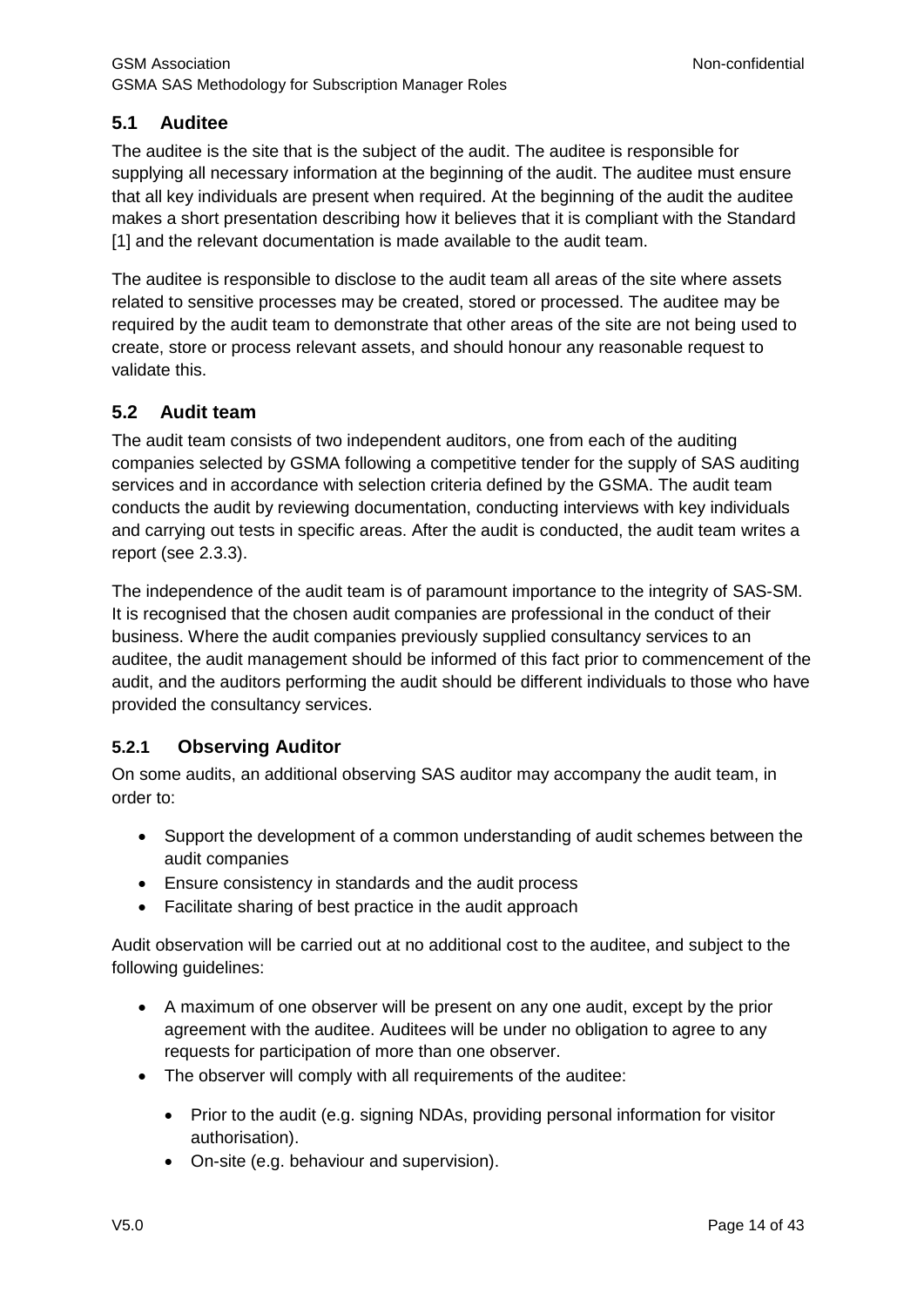## 5.1 Auditee

The auditee is the site that is the subject of the audit. The auditee is responsible for supplying all necessary information at the beginning of the audit. The auditee must ensure that all key individuals are present when required. At the beginning of the audit the auditee makes a short presentation describing how it believes that it is compliant with the Standard [1] and the relevant documentation is made available to the audit team.

The auditee is responsible to disclose to the audit team all areas of the site where assets related to sensitive processes may be created, stored or processed. The auditee may be required by the audit team to demonstrate that other areas of the site are not being used to create, store or process relevant assets, and should honour any reasonable request to validate this.

## 5.2 Audit team

The audit team consists of two independent auditors, one from each of the auditing companies selected by GSMA following a competitive tender for the supply of SAS auditing services and in accordance with selection criteria defined by the GSMA. The audit team conducts the audit by reviewing documentation, conducting interviews with key individuals and carrying out tests in specific areas. After the audit is conducted, the audit team writes a report (see 2.3.3).

The independence of the audit team is of paramount importance to the integrity of SAS-SM. It is recognised that the chosen audit companies are professional in the conduct of their business. Where the audit companies previously supplied consultancy services to an auditee, the audit management should be informed of this fact prior to commencement of the audit, and the auditors performing the audit should be different individuals to those who have provided the consultancy services.

### 5.2.1 Observing Auditor

On some audits, an additional observing SAS auditor may accompany the audit team, in order to:

- Support the development of a common understanding of audit schemes between the audit companies
- Ensure consistency in standards and the audit process
- Facilitate sharing of best practice in the audit approach

Audit observation will be carried out at no additional cost to the auditee, and subject to the following guidelines:

- A maximum of one observer will be present on any one audit, except by the prior agreement with the auditee. Auditees will be under no obligation to agree to any requests for participation of more than one observer.
- The observer will comply with all requirements of the auditee:
  - Prior to the audit (e.g. signing NDAs, providing personal information for visitor authorisation).
  - On-site (e.g. behaviour and supervision).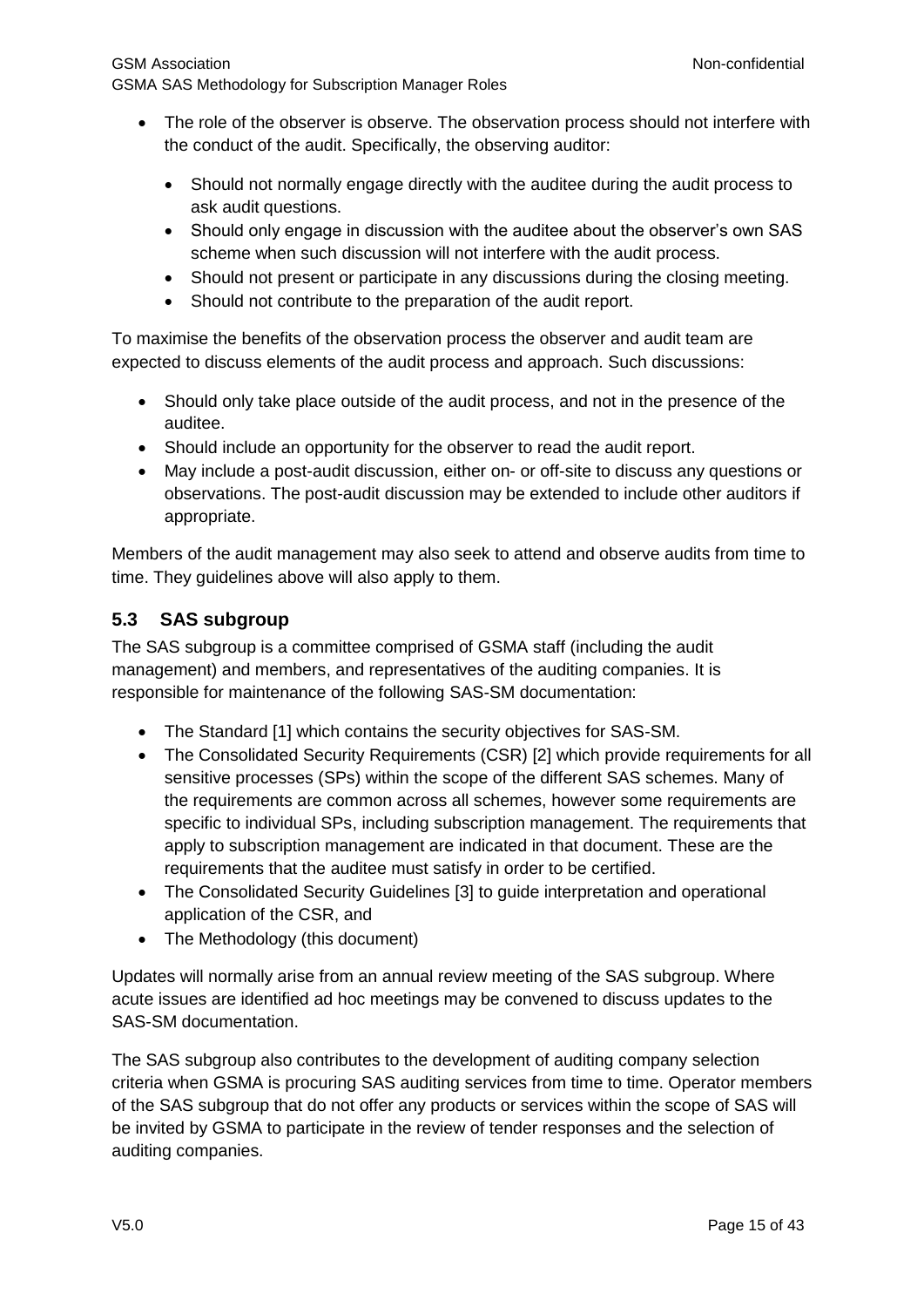- The role of the observer is observe. The observation process should not interfere with the conduct of the audit. Specifically, the observing auditor:
  - Should not normally engage directly with the auditee during the audit process to ask audit questions.
  - Should only engage in discussion with the auditee about the observer's own SAS scheme when such discussion will not interfere with the audit process.
  - Should not present or participate in any discussions during the closing meeting.
  - Should not contribute to the preparation of the audit report.

To maximise the benefits of the observation process the observer and audit team are expected to discuss elements of the audit process and approach. Such discussions:

- Should only take place outside of the audit process, and not in the presence of the auditee.
- Should include an opportunity for the observer to read the audit report.
- May include a post-audit discussion, either on- or off-site to discuss any questions or observations. The post-audit discussion may be extended to include other auditors if appropriate.

Members of the audit management may also seek to attend and observe audits from time to time. They guidelines above will also apply to them.

## 5.3 SAS subgroup

The SAS subgroup is a committee comprised of GSMA staff (including the audit management) and members, and representatives of the auditing companies. It is responsible for maintenance of the following SAS-SM documentation:

- The Standard [1] which contains the security objectives for SAS-SM.
- The Consolidated Security Requirements (CSR) [2] which provide requirements for all sensitive processes (SPs) within the scope of the different SAS schemes. Many of the requirements are common across all schemes, however some requirements are specific to individual SPs, including subscription management. The requirements that apply to subscription management are indicated in that document. These are the requirements that the auditee must satisfy in order to be certified.
- The Consolidated Security Guidelines [3] to guide interpretation and operational application of the CSR, and
- The Methodology (this document)

Updates will normally arise from an annual review meeting of the SAS subgroup. Where acute issues are identified ad hoc meetings may be convened to discuss updates to the SAS-SM documentation.

The SAS subgroup also contributes to the development of auditing company selection criteria when GSMA is procuring SAS auditing services from time to time. Operator members of the SAS subgroup that do not offer any products or services within the scope of SAS will be invited by GSMA to participate in the review of tender responses and the selection of auditing companies.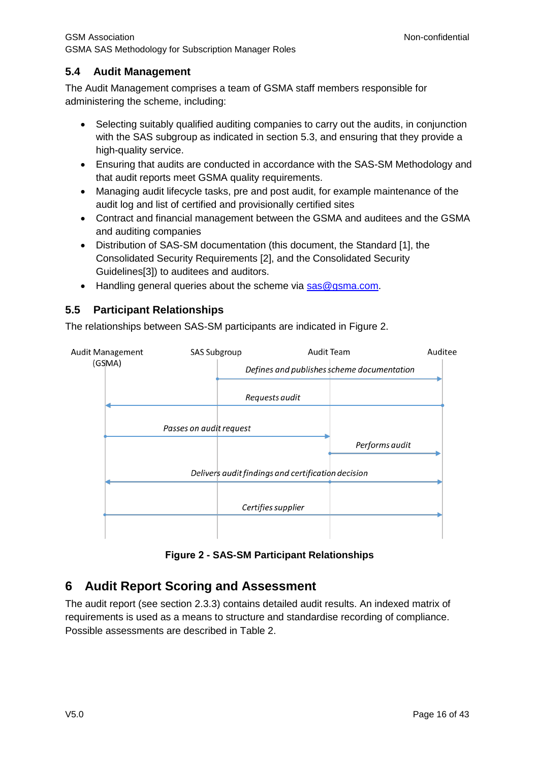### 5.4 Audit Management

The Audit Management comprises a team of GSMA staff members responsible for administering the scheme, including:

- Selecting suitably qualified auditing companies to carry out the audits, in conjunction with the SAS subgroup as indicated in section 5.3, and ensuring that they provide a high-quality service.
- Ensuring that audits are conducted in accordance with the SAS-SM Methodology and that audit reports meet GSMA quality requirements.
- Managing audit lifecycle tasks, pre and post audit, for example maintenance of the audit log and list of certified and provisionally certified sites
- Contract and financial management between the GSMA and auditees and the GSMA and auditing companies
- Distribution of SAS-SM documentation (this document, the Standard [1], the Consolidated Security Requirements [2], and the Consolidated Security Guidelines[3]) to auditees and auditors.
- Handling general queries about the scheme via sas@gsma.com.

### 5.5 Participant Relationships

The relationships between SAS-SM participants are indicated in Figure 2.

Audit Management (GSMA) | SAS Subgroup | Audit Team | Auditee

*Defines and publishes scheme documentation* (SAS Subgroup → Auditee)

*Requests audit* (Auditee → Audit Management)

*Passes on audit request* (Audit Management → Audit Team)

*Performs audit* (Audit Team → Auditee)

*Delivers audit findings and certification decision* (Audit Team → Audit Management, Auditee)

*Certifies supplier* (Audit Management → Auditee)

**Figure 2 - SAS-SM Participant Relationships**

## 6 Audit Report Scoring and Assessment

The audit report (see section 2.3.3) contains detailed audit results. An indexed matrix of requirements is used as a means to structure and standardise recording of compliance. Possible assessments are described in Table 2.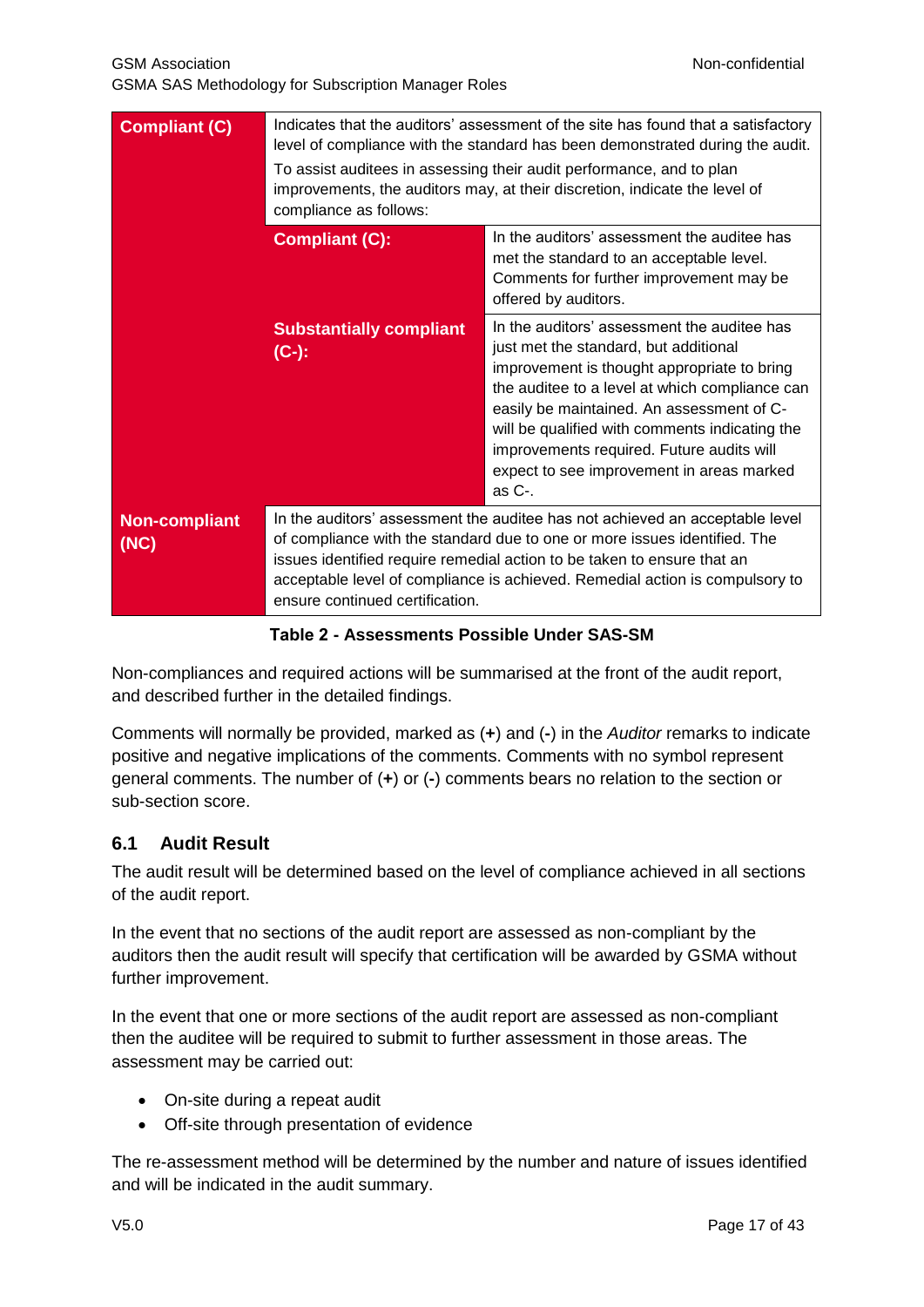| | | |
|---|---|---|
| **Compliant (C)** | Indicates that the auditors' assessment of the site has found that a satisfactory level of compliance with the standard has been demonstrated during the audit.<br>To assist auditees in assessing their audit performance, and to plan improvements, the auditors may, at their discretion, indicate the level of compliance as follows: | |
| | **Compliant (C):** | In the auditors' assessment the auditee has met the standard to an acceptable level. Comments for further improvement may be offered by auditors. |
| | **Substantially compliant (C-):** | In the auditors' assessment the auditee has just met the standard, but additional improvement is thought appropriate to bring the auditee to a level at which compliance can easily be maintained. An assessment of C- will be qualified with comments indicating the improvements required. Future audits will expect to see improvement in areas marked as C-. |
| **Non-compliant (NC)** | In the auditors' assessment the auditee has not achieved an acceptable level of compliance with the standard due to one or more issues identified. The issues identified require remedial action to be taken to ensure that an acceptable level of compliance is achieved. Remedial action is compulsory to ensure continued certification. | |

**Table 2 - Assessments Possible Under SAS-SM**

Non-compliances and required actions will be summarised at the front of the audit report, and described further in the detailed findings.

Comments will normally be provided, marked as (**+**) and (**-**) in the *Auditor* remarks to indicate positive and negative implications of the comments. Comments with no symbol represent general comments. The number of (**+**) or (**-**) comments bears no relation to the section or sub-section score.

## 6.1 Audit Result

The audit result will be determined based on the level of compliance achieved in all sections of the audit report.

In the event that no sections of the audit report are assessed as non-compliant by the auditors then the audit result will specify that certification will be awarded by GSMA without further improvement.

In the event that one or more sections of the audit report are assessed as non-compliant then the auditee will be required to submit to further assessment in those areas. The assessment may be carried out:

- On-site during a repeat audit
- Off-site through presentation of evidence

The re-assessment method will be determined by the number and nature of issues identified and will be indicated in the audit summary.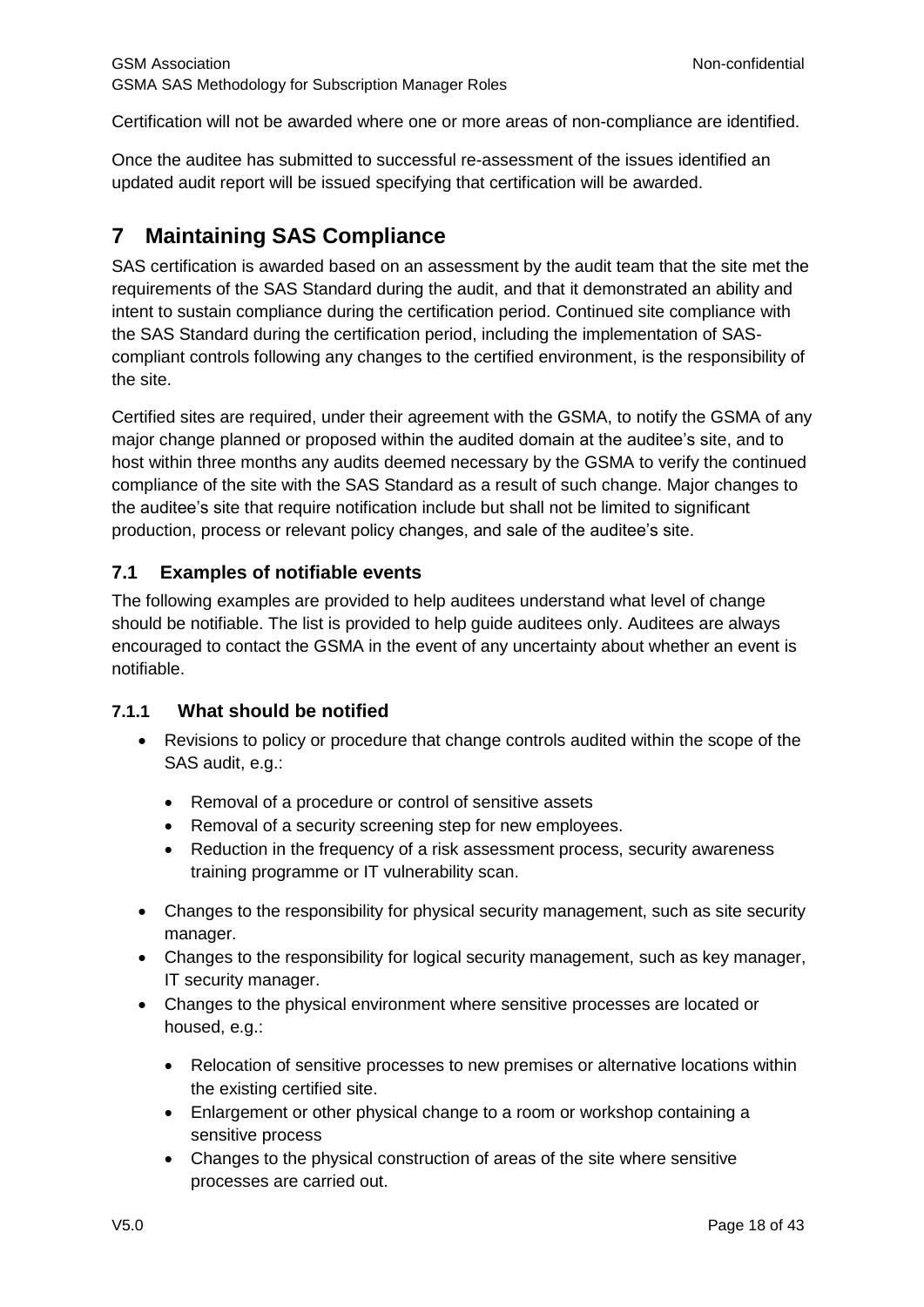Certification will not be awarded where one or more areas of non-compliance are identified.

Once the auditee has submitted to successful re-assessment of the issues identified an updated audit report will be issued specifying that certification will be awarded.

# 7 Maintaining SAS Compliance

SAS certification is awarded based on an assessment by the audit team that the site met the requirements of the SAS Standard during the audit, and that it demonstrated an ability and intent to sustain compliance during the certification period. Continued site compliance with the SAS Standard during the certification period, including the implementation of SAS-compliant controls following any changes to the certified environment, is the responsibility of the site.

Certified sites are required, under their agreement with the GSMA, to notify the GSMA of any major change planned or proposed within the audited domain at the auditee's site, and to host within three months any audits deemed necessary by the GSMA to verify the continued compliance of the site with the SAS Standard as a result of such change. Major changes to the auditee's site that require notification include but shall not be limited to significant production, process or relevant policy changes, and sale of the auditee's site.

## 7.1 Examples of notifiable events

The following examples are provided to help auditees understand what level of change should be notifiable. The list is provided to help guide auditees only. Auditees are always encouraged to contact the GSMA in the event of any uncertainty about whether an event is notifiable.

### 7.1.1 What should be notified

- Revisions to policy or procedure that change controls audited within the scope of the SAS audit, e.g.:
  - Removal of a procedure or control of sensitive assets
  - Removal of a security screening step for new employees.
  - Reduction in the frequency of a risk assessment process, security awareness training programme or IT vulnerability scan.
- Changes to the responsibility for physical security management, such as site security manager.
- Changes to the responsibility for logical security management, such as key manager, IT security manager.
- Changes to the physical environment where sensitive processes are located or housed, e.g.:
  - Relocation of sensitive processes to new premises or alternative locations within the existing certified site.
  - Enlargement or other physical change to a room or workshop containing a sensitive process
  - Changes to the physical construction of areas of the site where sensitive processes are carried out.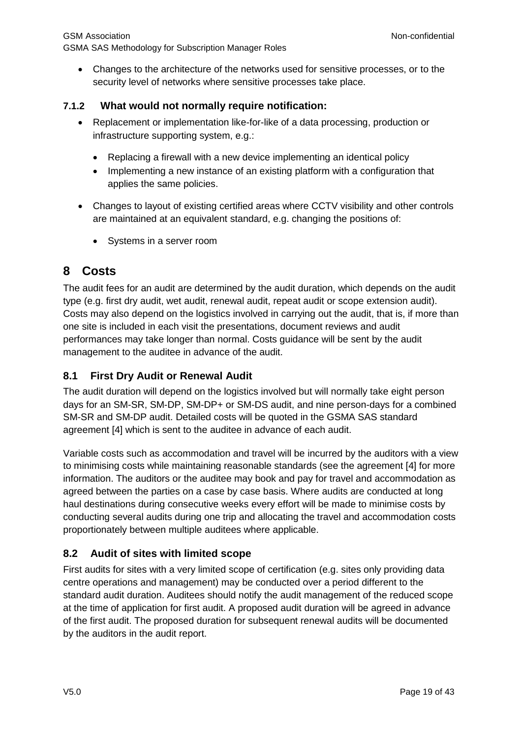- Changes to the architecture of the networks used for sensitive processes, or to the security level of networks where sensitive processes take place.

#### 7.1.2 What would not normally require notification:

- Replacement or implementation like-for-like of a data processing, production or infrastructure supporting system, e.g.:
  - Replacing a firewall with a new device implementing an identical policy
  - Implementing a new instance of an existing platform with a configuration that applies the same policies.
- Changes to layout of existing certified areas where CCTV visibility and other controls are maintained at an equivalent standard, e.g. changing the positions of:
  - Systems in a server room

# 8 Costs

The audit fees for an audit are determined by the audit duration, which depends on the audit type (e.g. first dry audit, wet audit, renewal audit, repeat audit or scope extension audit). Costs may also depend on the logistics involved in carrying out the audit, that is, if more than one site is included in each visit the presentations, document reviews and audit performances may take longer than normal. Costs guidance will be sent by the audit management to the auditee in advance of the audit.

## 8.1 First Dry Audit or Renewal Audit

The audit duration will depend on the logistics involved but will normally take eight person days for an SM-SR, SM-DP, SM-DP+ or SM-DS audit, and nine person-days for a combined SM-SR and SM-DP audit. Detailed costs will be quoted in the GSMA SAS standard agreement [4] which is sent to the auditee in advance of each audit.

Variable costs such as accommodation and travel will be incurred by the auditors with a view to minimising costs while maintaining reasonable standards (see the agreement [4] for more information. The auditors or the auditee may book and pay for travel and accommodation as agreed between the parties on a case by case basis. Where audits are conducted at long haul destinations during consecutive weeks every effort will be made to minimise costs by conducting several audits during one trip and allocating the travel and accommodation costs proportionately between multiple auditees where applicable.

## 8.2 Audit of sites with limited scope

First audits for sites with a very limited scope of certification (e.g. sites only providing data centre operations and management) may be conducted over a period different to the standard audit duration. Auditees should notify the audit management of the reduced scope at the time of application for first audit. A proposed audit duration will be agreed in advance of the first audit. The proposed duration for subsequent renewal audits will be documented by the auditors in the audit report.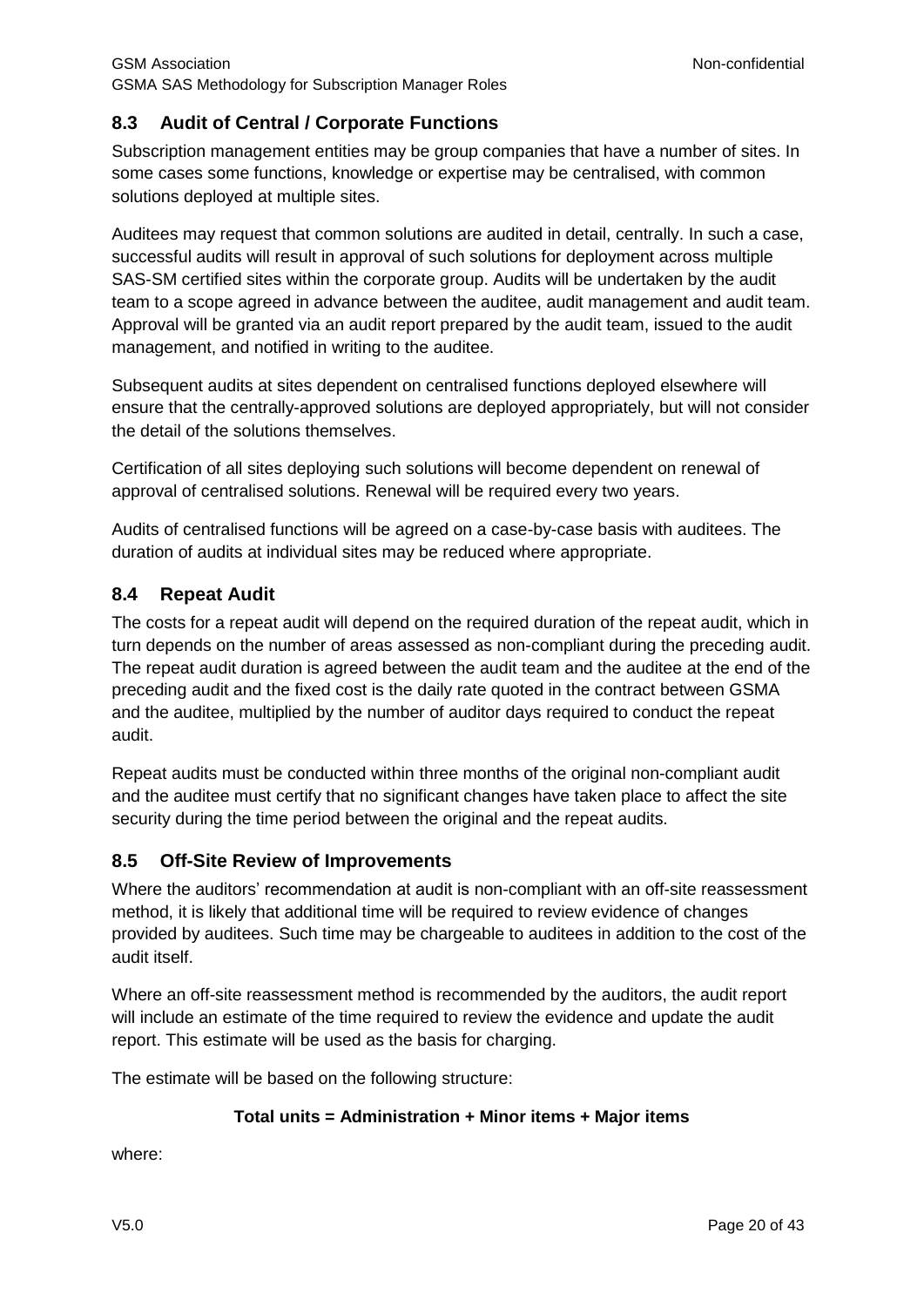## 8.3 Audit of Central / Corporate Functions

Subscription management entities may be group companies that have a number of sites. In some cases some functions, knowledge or expertise may be centralised, with common solutions deployed at multiple sites.

Auditees may request that common solutions are audited in detail, centrally. In such a case, successful audits will result in approval of such solutions for deployment across multiple SAS-SM certified sites within the corporate group. Audits will be undertaken by the audit team to a scope agreed in advance between the auditee, audit management and audit team. Approval will be granted via an audit report prepared by the audit team, issued to the audit management, and notified in writing to the auditee.

Subsequent audits at sites dependent on centralised functions deployed elsewhere will ensure that the centrally-approved solutions are deployed appropriately, but will not consider the detail of the solutions themselves.

Certification of all sites deploying such solutions will become dependent on renewal of approval of centralised solutions. Renewal will be required every two years.

Audits of centralised functions will be agreed on a case-by-case basis with auditees. The duration of audits at individual sites may be reduced where appropriate.

## 8.4 Repeat Audit

The costs for a repeat audit will depend on the required duration of the repeat audit, which in turn depends on the number of areas assessed as non-compliant during the preceding audit. The repeat audit duration is agreed between the audit team and the auditee at the end of the preceding audit and the fixed cost is the daily rate quoted in the contract between GSMA and the auditee, multiplied by the number of auditor days required to conduct the repeat audit.

Repeat audits must be conducted within three months of the original non-compliant audit and the auditee must certify that no significant changes have taken place to affect the site security during the time period between the original and the repeat audits.

## 8.5 Off-Site Review of Improvements

Where the auditors' recommendation at audit is non-compliant with an off-site reassessment method, it is likely that additional time will be required to review evidence of changes provided by auditees. Such time may be chargeable to auditees in addition to the cost of the audit itself.

Where an off-site reassessment method is recommended by the auditors, the audit report will include an estimate of the time required to review the evidence and update the audit report. This estimate will be used as the basis for charging.

The estimate will be based on the following structure:

**Total units = Administration + Minor items + Major items**

where: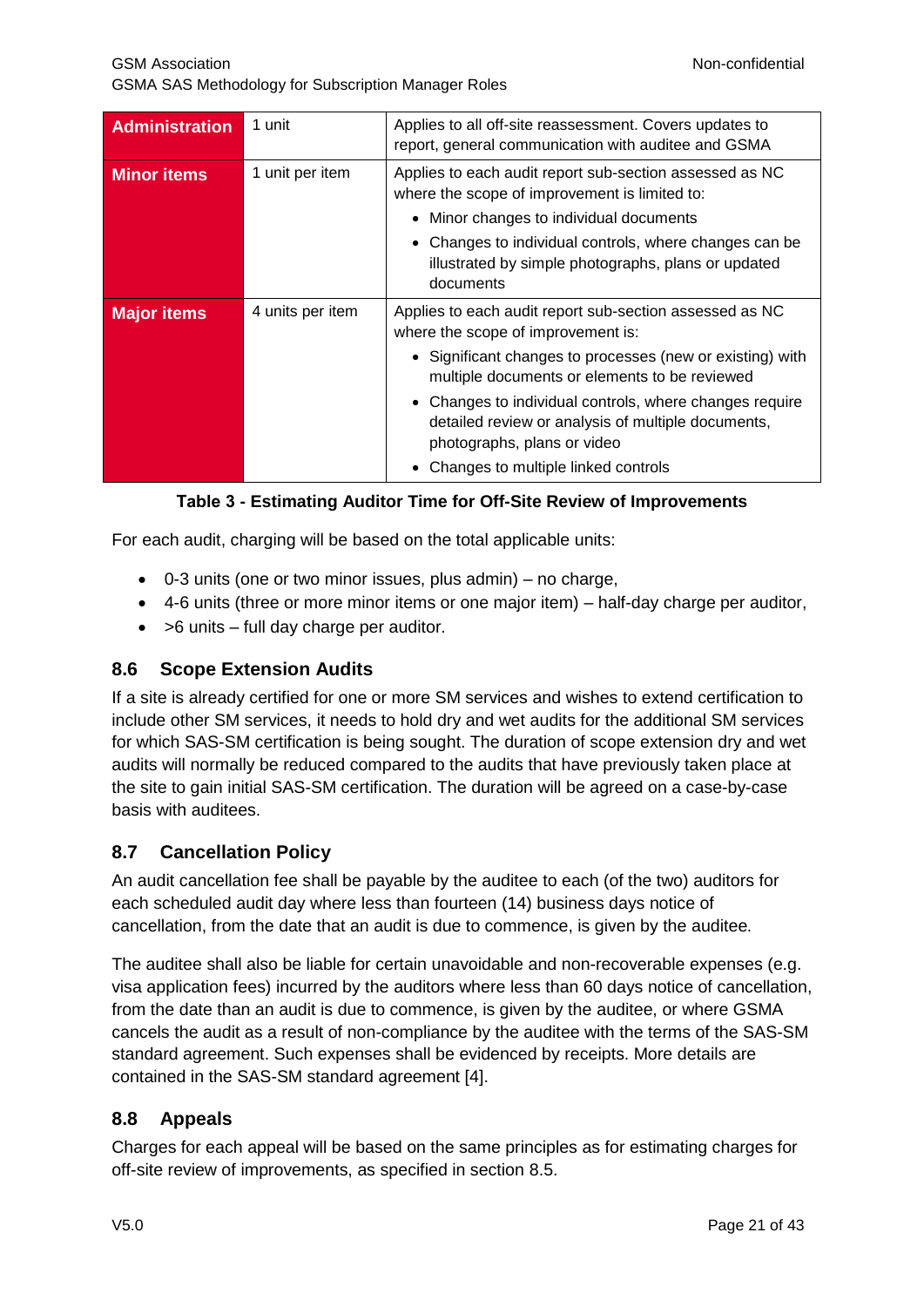| Administration | 1 unit | Applies to all off-site reassessment. Covers updates to report, general communication with auditee and GSMA |
|---|---|---|
| Minor items | 1 unit per item | Applies to each audit report sub-section assessed as NC where the scope of improvement is limited to:<br>• Minor changes to individual documents<br>• Changes to individual controls, where changes can be illustrated by simple photographs, plans or updated documents |
| Major items | 4 units per item | Applies to each audit report sub-section assessed as NC where the scope of improvement is:<br>• Significant changes to processes (new or existing) with multiple documents or elements to be reviewed<br>• Changes to individual controls, where changes require detailed review or analysis of multiple documents, photographs, plans or video<br>• Changes to multiple linked controls |

**Table 3 - Estimating Auditor Time for Off-Site Review of Improvements**

For each audit, charging will be based on the total applicable units:

- 0-3 units (one or two minor issues, plus admin) – no charge,
- 4-6 units (three or more minor items or one major item) – half-day charge per auditor,
- >6 units – full day charge per auditor.

## 8.6 Scope Extension Audits

If a site is already certified for one or more SM services and wishes to extend certification to include other SM services, it needs to hold dry and wet audits for the additional SM services for which SAS-SM certification is being sought. The duration of scope extension dry and wet audits will normally be reduced compared to the audits that have previously taken place at the site to gain initial SAS-SM certification. The duration will be agreed on a case-by-case basis with auditees.

## 8.7 Cancellation Policy

An audit cancellation fee shall be payable by the auditee to each (of the two) auditors for each scheduled audit day where less than fourteen (14) business days notice of cancellation, from the date that an audit is due to commence, is given by the auditee*.*

The auditee shall also be liable for certain unavoidable and non-recoverable expenses (e.g. visa application fees) incurred by the auditors where less than 60 days notice of cancellation, from the date than an audit is due to commence, is given by the auditee, or where GSMA cancels the audit as a result of non-compliance by the auditee with the terms of the SAS-SM standard agreement. Such expenses shall be evidenced by receipts. More details are contained in the SAS-SM standard agreement [4].

## 8.8 Appeals

Charges for each appeal will be based on the same principles as for estimating charges for off-site review of improvements, as specified in section 8.5.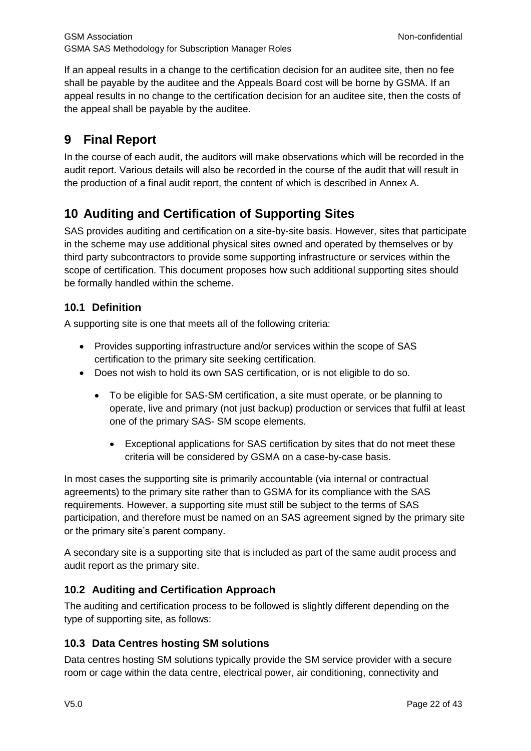If an appeal results in a change to the certification decision for an auditee site, then no fee shall be payable by the auditee and the Appeals Board cost will be borne by GSMA. If an appeal results in no change to the certification decision for an auditee site, then the costs of the appeal shall be payable by the auditee.

# 9 Final Report

In the course of each audit, the auditors will make observations which will be recorded in the audit report. Various details will also be recorded in the course of the audit that will result in the production of a final audit report, the content of which is described in Annex A.

# 10 Auditing and Certification of Supporting Sites

SAS provides auditing and certification on a site-by-site basis. However, sites that participate in the scheme may use additional physical sites owned and operated by themselves or by third party subcontractors to provide some supporting infrastructure or services within the scope of certification. This document proposes how such additional supporting sites should be formally handled within the scheme.

## 10.1 Definition

A supporting site is one that meets all of the following criteria:

- Provides supporting infrastructure and/or services within the scope of SAS certification to the primary site seeking certification.
- Does not wish to hold its own SAS certification, or is not eligible to do so.
  - To be eligible for SAS-SM certification, a site must operate, or be planning to operate, live and primary (not just backup) production or services that fulfil at least one of the primary SAS- SM scope elements.
    - Exceptional applications for SAS certification by sites that do not meet these criteria will be considered by GSMA on a case-by-case basis.

In most cases the supporting site is primarily accountable (via internal or contractual agreements) to the primary site rather than to GSMA for its compliance with the SAS requirements. However, a supporting site must still be subject to the terms of SAS participation, and therefore must be named on an SAS agreement signed by the primary site or the primary site's parent company.

A secondary site is a supporting site that is included as part of the same audit process and audit report as the primary site.

## 10.2 Auditing and Certification Approach

The auditing and certification process to be followed is slightly different depending on the type of supporting site, as follows:

## 10.3 Data Centres hosting SM solutions

Data centres hosting SM solutions typically provide the SM service provider with a secure room or cage within the data centre, electrical power, air conditioning, connectivity and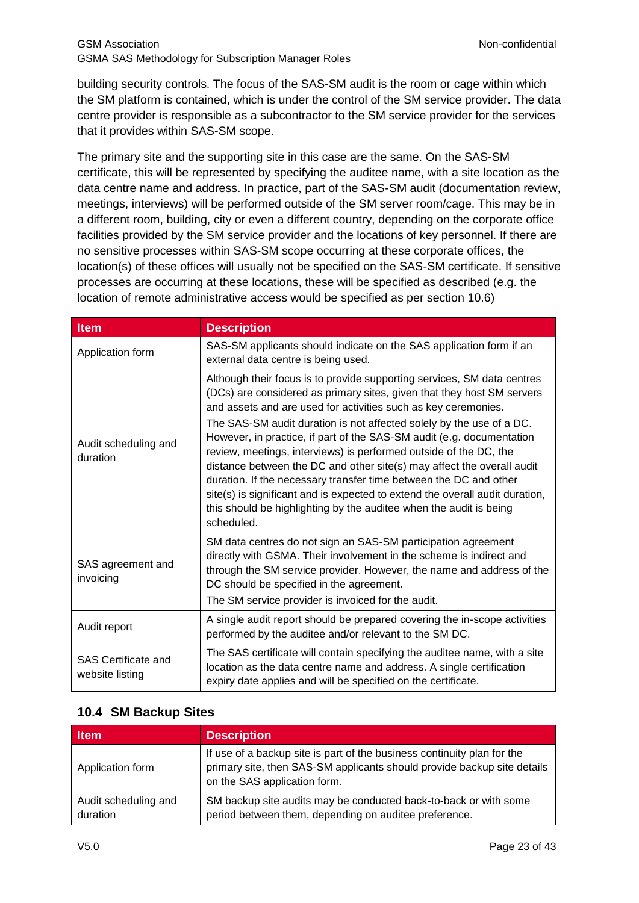building security controls. The focus of the SAS-SM audit is the room or cage within which the SM platform is contained, which is under the control of the SM service provider. The data centre provider is responsible as a subcontractor to the SM service provider for the services that it provides within SAS-SM scope.

The primary site and the supporting site in this case are the same. On the SAS-SM certificate, this will be represented by specifying the auditee name, with a site location as the data centre name and address. In practice, part of the SAS-SM audit (documentation review, meetings, interviews) will be performed outside of the SM server room/cage. This may be in a different room, building, city or even a different country, depending on the corporate office facilities provided by the SM service provider and the locations of key personnel. If there are no sensitive processes within SAS-SM scope occurring at these corporate offices, the location(s) of these offices will usually not be specified on the SAS-SM certificate. If sensitive processes are occurring at these locations, these will be specified as described (e.g. the location of remote administrative access would be specified as per section 10.6)

| Item | Description |
|---|---|
| Application form | SAS-SM applicants should indicate on the SAS application form if an external data centre is being used. |
| Audit scheduling and duration | Although their focus is to provide supporting services, SM data centres (DCs) are considered as primary sites, given that they host SM servers and assets and are used for activities such as key ceremonies.<br>The SAS-SM audit duration is not affected solely by the use of a DC. However, in practice, if part of the SAS-SM audit (e.g. documentation review, meetings, interviews) is performed outside of the DC, the distance between the DC and other site(s) may affect the overall audit duration. If the necessary transfer time between the DC and other site(s) is significant and is expected to extend the overall audit duration, this should be highlighting by the auditee when the audit is being scheduled. |
| SAS agreement and invoicing | SM data centres do not sign an SAS-SM participation agreement directly with GSMA. Their involvement in the scheme is indirect and through the SM service provider. However, the name and address of the DC should be specified in the agreement.<br>The SM service provider is invoiced for the audit. |
| Audit report | A single audit report should be prepared covering the in-scope activities performed by the auditee and/or relevant to the SM DC. |
| SAS Certificate and website listing | The SAS certificate will contain specifying the auditee name, with a site location as the data centre name and address. A single certification expiry date applies and will be specified on the certificate. |

### 10.4 SM Backup Sites

| Item | Description |
|---|---|
| Application form | If use of a backup site is part of the business continuity plan for the primary site, then SAS-SM applicants should provide backup site details on the SAS application form. |
| Audit scheduling and duration | SM backup site audits may be conducted back-to-back or with some period between them, depending on auditee preference. |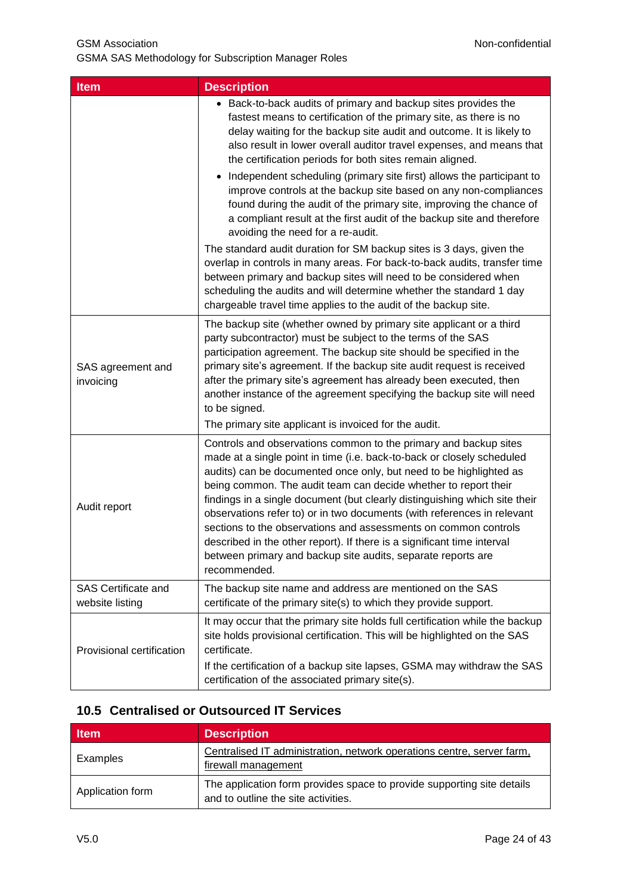| Item | Description |
| --- | --- |
| | • Back-to-back audits of primary and backup sites provides the fastest means to certification of the primary site, as there is no delay waiting for the backup site audit and outcome. It is likely to also result in lower overall auditor travel expenses, and means that the certification periods for both sites remain aligned.<br>• Independent scheduling (primary site first) allows the participant to improve controls at the backup site based on any non-compliances found during the audit of the primary site, improving the chance of a compliant result at the first audit of the backup site and therefore avoiding the need for a re-audit.<br>The standard audit duration for SM backup sites is 3 days, given the overlap in controls in many areas. For back-to-back audits, transfer time between primary and backup sites will need to be considered when scheduling the audits and will determine whether the standard 1 day chargeable travel time applies to the audit of the backup site. |
| SAS agreement and invoicing | The backup site (whether owned by primary site applicant or a third party subcontractor) must be subject to the terms of the SAS participation agreement. The backup site should be specified in the primary site's agreement. If the backup site audit request is received after the primary site's agreement has already been executed, then another instance of the agreement specifying the backup site will need to be signed.<br>The primary site applicant is invoiced for the audit. |
| Audit report | Controls and observations common to the primary and backup sites made at a single point in time (i.e. back-to-back or closely scheduled audits) can be documented once only, but need to be highlighted as being common. The audit team can decide whether to report their findings in a single document (but clearly distinguishing which site their observations refer to) or in two documents (with references in relevant sections to the observations and assessments on common controls described in the other report). If there is a significant time interval between primary and backup site audits, separate reports are recommended. |
| SAS Certificate and website listing | The backup site name and address are mentioned on the SAS certificate of the primary site(s) to which they provide support. |
| Provisional certification | It may occur that the primary site holds full certification while the backup site holds provisional certification. This will be highlighted on the SAS certificate.<br>If the certification of a backup site lapses, GSMA may withdraw the SAS certification of the associated primary site(s). |

## 10.5 Centralised or Outsourced IT Services

| Item | Description |
| --- | --- |
| Examples | <u>Centralised IT administration, network operations centre, server farm, firewall management</u> |
| Application form | The application form provides space to provide supporting site details and to outline the site activities. |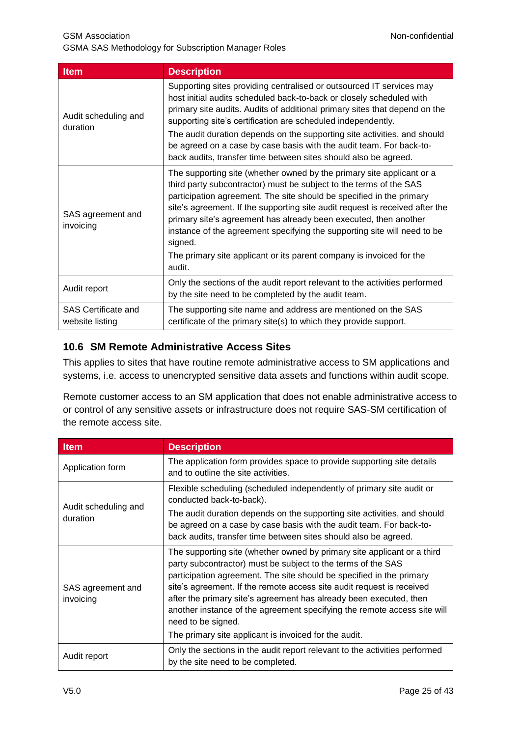| Item | Description |
| --- | --- |
| Audit scheduling and duration | Supporting sites providing centralised or outsourced IT services may host initial audits scheduled back-to-back or closely scheduled with primary site audits. Audits of additional primary sites that depend on the supporting site's certification are scheduled independently.<br>The audit duration depends on the supporting site activities, and should be agreed on a case by case basis with the audit team. For back-to-back audits, transfer time between sites should also be agreed. |
| SAS agreement and invoicing | The supporting site (whether owned by the primary site applicant or a third party subcontractor) must be subject to the terms of the SAS participation agreement. The site should be specified in the primary site's agreement. If the supporting site audit request is received after the primary site's agreement has already been executed, then another instance of the agreement specifying the supporting site will need to be signed.<br>The primary site applicant or its parent company is invoiced for the audit. |
| Audit report | Only the sections of the audit report relevant to the activities performed by the site need to be completed by the audit team. |
| SAS Certificate and website listing | The supporting site name and address are mentioned on the SAS certificate of the primary site(s) to which they provide support. |

## 10.6 SM Remote Administrative Access Sites

This applies to sites that have routine remote administrative access to SM applications and systems, i.e. access to unencrypted sensitive data assets and functions within audit scope.

Remote customer access to an SM application that does not enable administrative access to or control of any sensitive assets or infrastructure does not require SAS-SM certification of the remote access site.

| Item | Description |
| --- | --- |
| Application form | The application form provides space to provide supporting site details and to outline the site activities. |
| Audit scheduling and duration | Flexible scheduling (scheduled independently of primary site audit or conducted back-to-back).<br>The audit duration depends on the supporting site activities, and should be agreed on a case by case basis with the audit team. For back-to-back audits, transfer time between sites should also be agreed. |
| SAS agreement and invoicing | The supporting site (whether owned by primary site applicant or a third party subcontractor) must be subject to the terms of the SAS participation agreement. The site should be specified in the primary site's agreement. If the remote access site audit request is received after the primary site's agreement has already been executed, then another instance of the agreement specifying the remote access site will need to be signed.<br>The primary site applicant is invoiced for the audit. |
| Audit report | Only the sections in the audit report relevant to the activities performed by the site need to be completed. |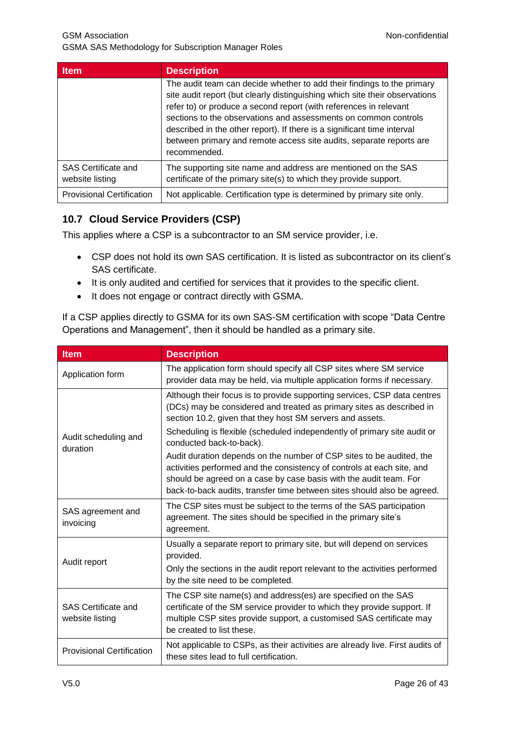| Item | Description |
| --- | --- |
| | The audit team can decide whether to add their findings to the primary site audit report (but clearly distinguishing which site their observations refer to) or produce a second report (with references in relevant sections to the observations and assessments on common controls described in the other report). If there is a significant time interval between primary and remote access site audits, separate reports are recommended. |
| SAS Certificate and website listing | The supporting site name and address are mentioned on the SAS certificate of the primary site(s) to which they provide support. |
| Provisional Certification | Not applicable. Certification type is determined by primary site only. |

## 10.7 Cloud Service Providers (CSP)

This applies where a CSP is a subcontractor to an SM service provider, i.e.

- CSP does not hold its own SAS certification. It is listed as subcontractor on its client's SAS certificate.
- It is only audited and certified for services that it provides to the specific client.
- It does not engage or contract directly with GSMA.

If a CSP applies directly to GSMA for its own SAS-SM certification with scope "Data Centre Operations and Management", then it should be handled as a primary site.

| Item | Description |
| --- | --- |
| Application form | The application form should specify all CSP sites where SM service provider data may be held, via multiple application forms if necessary. |
| Audit scheduling and duration | Although their focus is to provide supporting services, CSP data centres (DCs) may be considered and treated as primary sites as described in section 10.2, given that they host SM servers and assets.<br>Scheduling is flexible (scheduled independently of primary site audit or conducted back-to-back).<br>Audit duration depends on the number of CSP sites to be audited, the activities performed and the consistency of controls at each site, and should be agreed on a case by case basis with the audit team. For back-to-back audits, transfer time between sites should also be agreed. |
| SAS agreement and invoicing | The CSP sites must be subject to the terms of the SAS participation agreement. The sites should be specified in the primary site's agreement. |
| Audit report | Usually a separate report to primary site, but will depend on services provided.<br>Only the sections in the audit report relevant to the activities performed by the site need to be completed. |
| SAS Certificate and website listing | The CSP site name(s) and address(es) are specified on the SAS certificate of the SM service provider to which they provide support. If multiple CSP sites provide support, a customised SAS certificate may be created to list these. |
| Provisional Certification | Not applicable to CSPs, as their activities are already live. First audits of these sites lead to full certification. |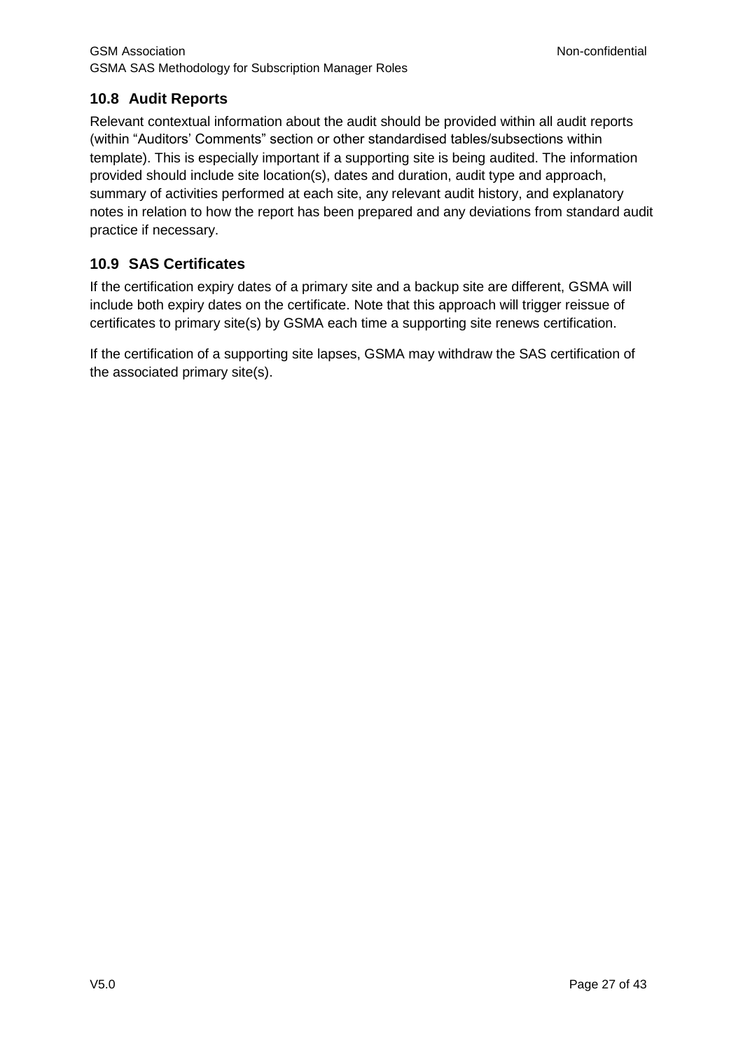## 10.8 Audit Reports

Relevant contextual information about the audit should be provided within all audit reports (within "Auditors' Comments" section or other standardised tables/subsections within template). This is especially important if a supporting site is being audited. The information provided should include site location(s), dates and duration, audit type and approach, summary of activities performed at each site, any relevant audit history, and explanatory notes in relation to how the report has been prepared and any deviations from standard audit practice if necessary.

## 10.9 SAS Certificates

If the certification expiry dates of a primary site and a backup site are different, GSMA will include both expiry dates on the certificate. Note that this approach will trigger reissue of certificates to primary site(s) by GSMA each time a supporting site renews certification.

If the certification of a supporting site lapses, GSMA may withdraw the SAS certification of the associated primary site(s).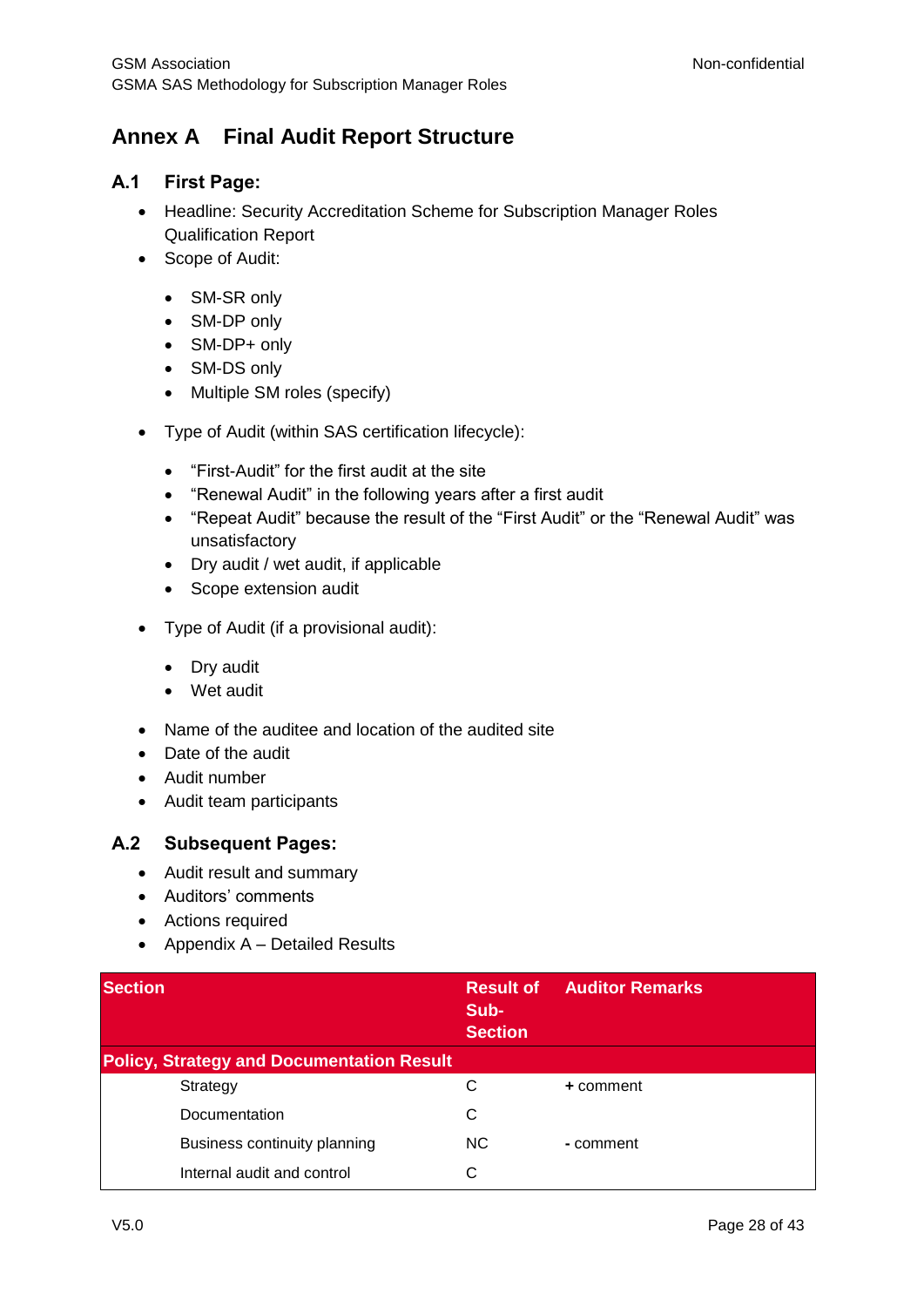# Annex A Final Audit Report Structure

## A.1 First Page:

- Headline: Security Accreditation Scheme for Subscription Manager Roles Qualification Report
- Scope of Audit:
  - SM-SR only
  - SM-DP only
  - SM-DP+ only
  - SM-DS only
  - Multiple SM roles (specify)
- Type of Audit (within SAS certification lifecycle):
  - "First-Audit" for the first audit at the site
  - "Renewal Audit" in the following years after a first audit
  - "Repeat Audit" because the result of the "First Audit" or the "Renewal Audit" was unsatisfactory
  - Dry audit / wet audit, if applicable
  - Scope extension audit
- Type of Audit (if a provisional audit):
  - Dry audit
  - Wet audit
- Name of the auditee and location of the audited site
- Date of the audit
- Audit number
- Audit team participants

## A.2 Subsequent Pages:

- Audit result and summary
- Auditors' comments
- Actions required
- Appendix A – Detailed Results

| Section | Result of Sub-Section | Auditor Remarks |
|---|---|---|
| **Policy, Strategy and Documentation Result** | | |
| Strategy | C | **+** comment |
| Documentation | C | |
| Business continuity planning | NC | **-** comment |
| Internal audit and control | C | |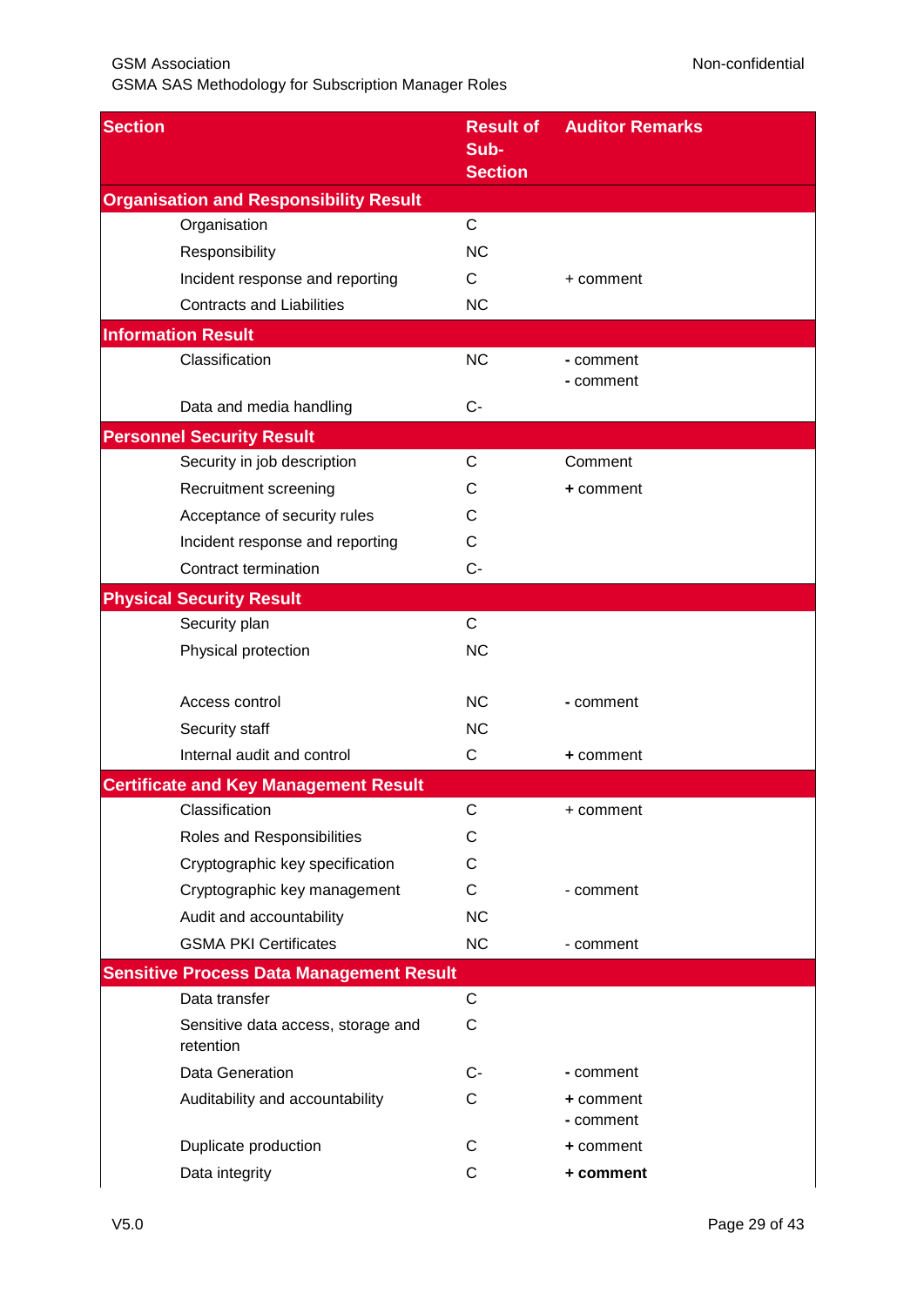| Section | Result of Sub-Section | Auditor Remarks |
|---|---|---|
| **Organisation and Responsibility Result** | | |
| Organisation | C | |
| Responsibility | NC | |
| Incident response and reporting | C | + comment |
| Contracts and Liabilities | NC | |
| **Information Result** | | |
| Classification | NC | **-** comment<br>**-** comment |
| Data and media handling | C- | |
| **Personnel Security Result** | | |
| Security in job description | C | Comment |
| Recruitment screening | C | **+** comment |
| Acceptance of security rules | C | |
| Incident response and reporting | C | |
| Contract termination | C- | |
| **Physical Security Result** | | |
| Security plan | C | |
| Physical protection | NC | |
| Access control | NC | **-** comment |
| Security staff | NC | |
| Internal audit and control | C | **+** comment |
| **Certificate and Key Management Result** | | |
| Classification | C | + comment |
| Roles and Responsibilities | C | |
| Cryptographic key specification | C | |
| Cryptographic key management | C | - comment |
| Audit and accountability | NC | |
| GSMA PKI Certificates | NC | - comment |
| **Sensitive Process Data Management Result** | | |
| Data transfer | C | |
| Sensitive data access, storage and retention | C | |
| Data Generation | C- | **-** comment |
| Auditability and accountability | C | **+** comment<br>**-** comment |
| Duplicate production | C | **+** comment |
| Data integrity | C | **+ comment** |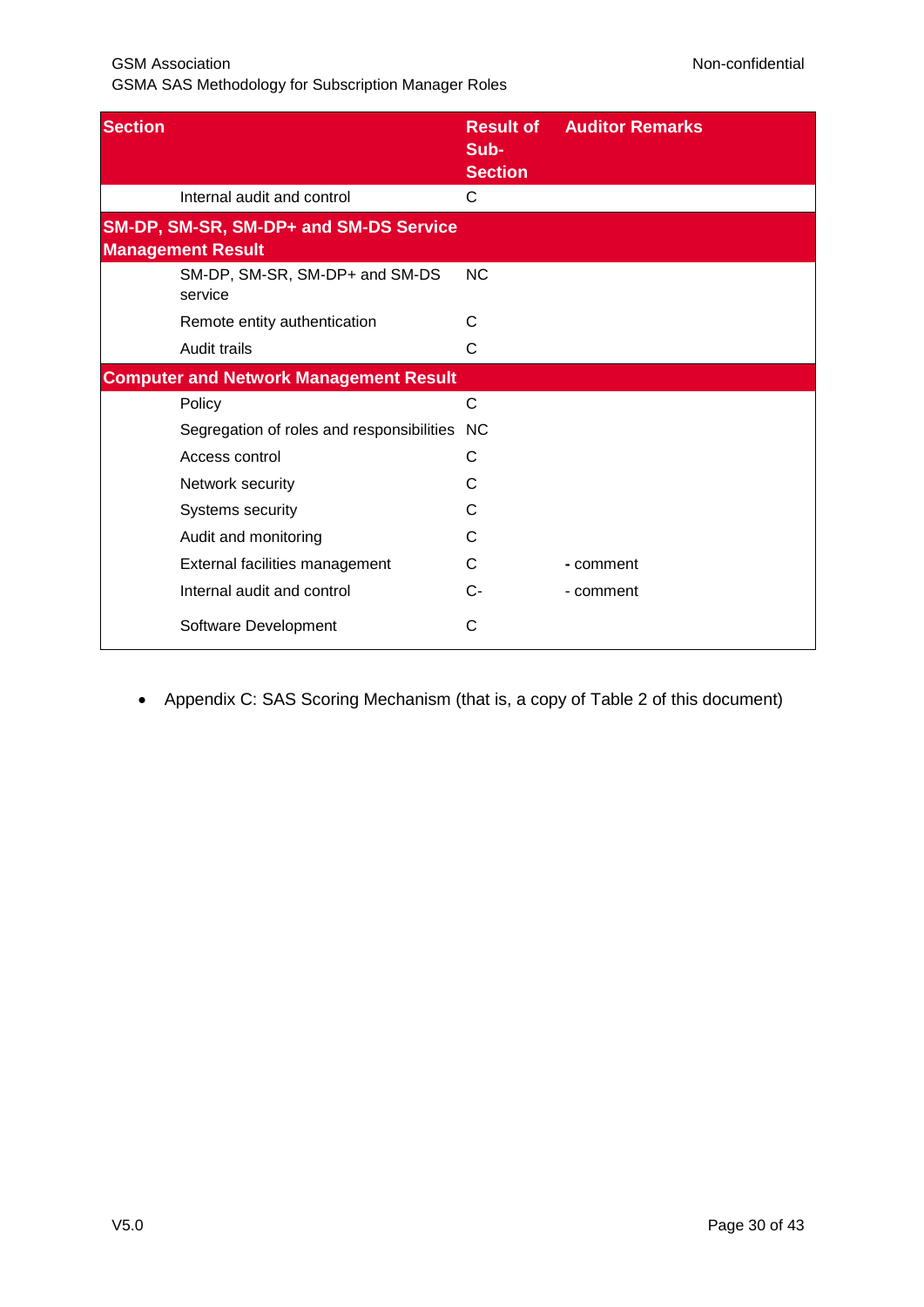| Section | Result of Sub-Section | Auditor Remarks |
|---|---|---|
| Internal audit and control | C | |
| **SM-DP, SM-SR, SM-DP+ and SM-DS Service Management Result** | | |
| SM-DP, SM-SR, SM-DP+ and SM-DS service | NC | |
| Remote entity authentication | C | |
| Audit trails | C | |
| **Computer and Network Management Result** | | |
| Policy | C | |
| Segregation of roles and responsibilities | NC | |
| Access control | C | |
| Network security | C | |
| Systems security | C | |
| Audit and monitoring | C | |
| External facilities management | C | - comment |
| Internal audit and control | C- | - comment |
| Software Development | C | |

- Appendix C: SAS Scoring Mechanism (that is, a copy of Table 2 of this document)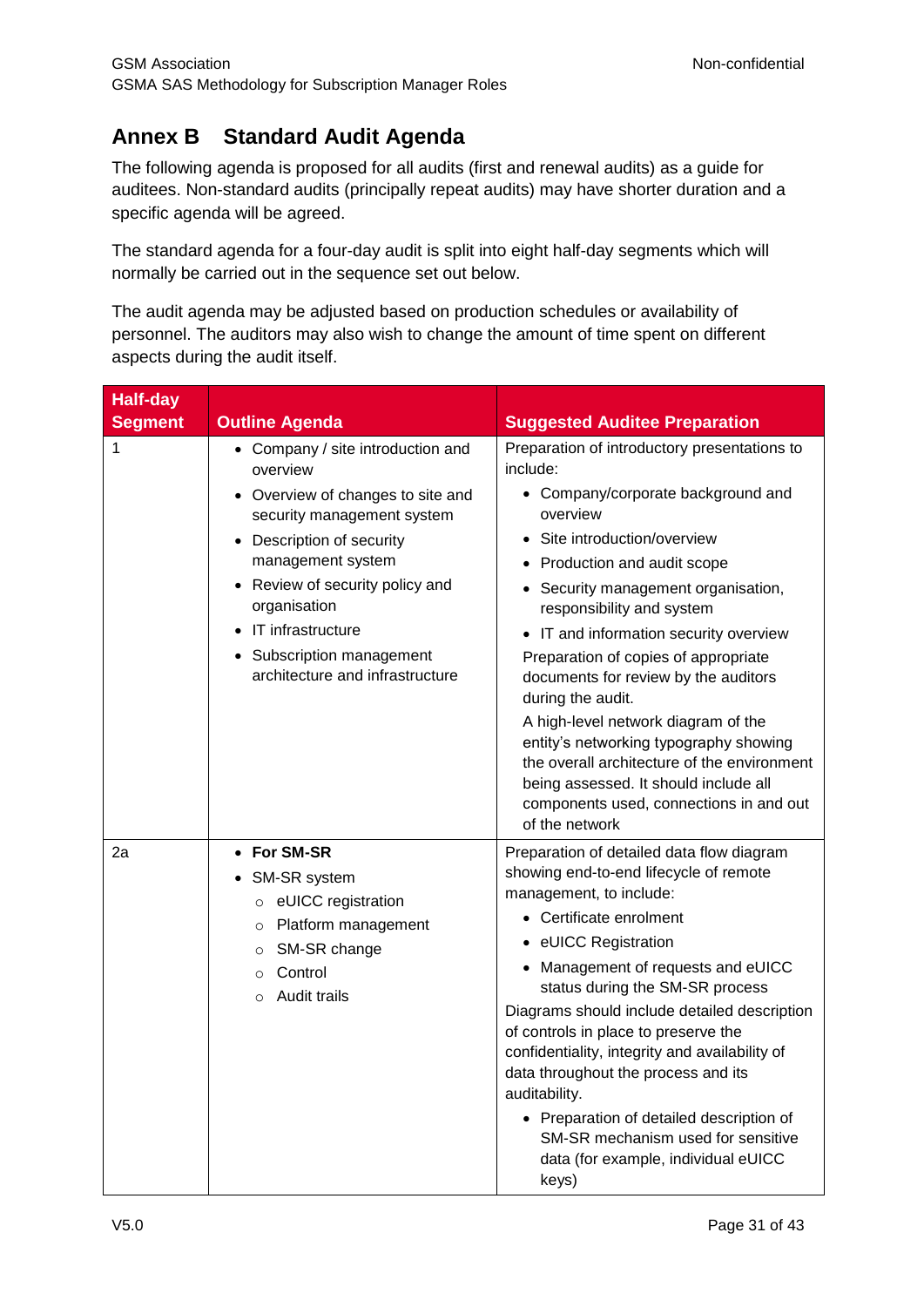# Annex B Standard Audit Agenda

The following agenda is proposed for all audits (first and renewal audits) as a guide for auditees. Non-standard audits (principally repeat audits) may have shorter duration and a specific agenda will be agreed.

The standard agenda for a four-day audit is split into eight half-day segments which will normally be carried out in the sequence set out below.

The audit agenda may be adjusted based on production schedules or availability of personnel. The auditors may also wish to change the amount of time spent on different aspects during the audit itself.

| Half-day Segment | Outline Agenda | Suggested Auditee Preparation |
|---|---|---|
| 1 | • Company / site introduction and overview<br>• Overview of changes to site and security management system<br>• Description of security management system<br>• Review of security policy and organisation<br>• IT infrastructure<br>• Subscription management architecture and infrastructure | Preparation of introductory presentations to include:<br>• Company/corporate background and overview<br>• Site introduction/overview<br>• Production and audit scope<br>• Security management organisation, responsibility and system<br>• IT and information security overview<br>Preparation of copies of appropriate documents for review by the auditors during the audit.<br>A high-level network diagram of the entity's networking typography showing the overall architecture of the environment being assessed. It should include all components used, connections in and out of the network |
| 2a | • **For SM-SR**<br>• SM-SR system<br>&nbsp;&nbsp;○ eUICC registration<br>&nbsp;&nbsp;○ Platform management<br>&nbsp;&nbsp;○ SM-SR change<br>&nbsp;&nbsp;○ Control<br>&nbsp;&nbsp;○ Audit trails | Preparation of detailed data flow diagram showing end-to-end lifecycle of remote management, to include:<br>• Certificate enrolment<br>• eUICC Registration<br>• Management of requests and eUICC status during the SM-SR process<br>Diagrams should include detailed description of controls in place to preserve the confidentiality, integrity and availability of data throughout the process and its auditability.<br>• Preparation of detailed description of SM-SR mechanism used for sensitive data (for example, individual eUICC keys) |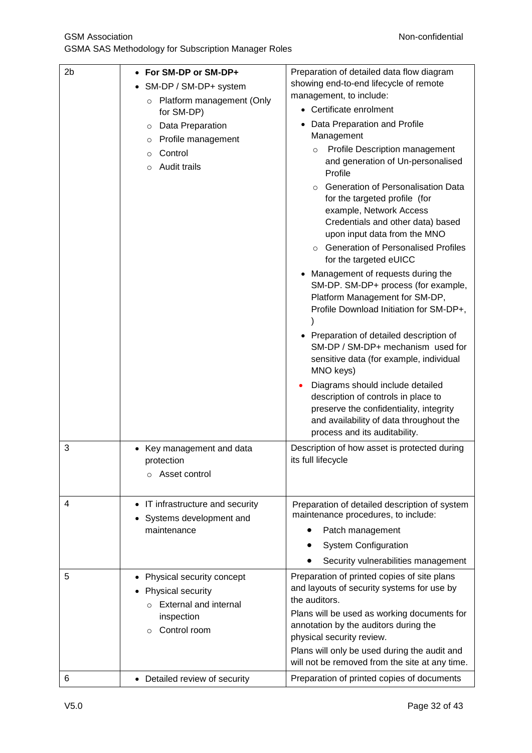| | | |
|---|---|---|
| 2b | • **For SM-DP or SM-DP+**<br>• SM-DP / SM-DP+ system<br>  ○ Platform management (Only for SM-DP)<br>  ○ Data Preparation<br>  ○ Profile management<br>  ○ Control<br>  ○ Audit trails | Preparation of detailed data flow diagram showing end-to-end lifecycle of remote management, to include:<br>• Certificate enrolment<br>• Data Preparation and Profile Management<br>  ○ Profile Description management and generation of Un-personalised Profile<br>  ○ Generation of Personalisation Data for the targeted profile (for example, Network Access Credentials and other data) based upon input data from the MNO<br>  ○ Generation of Personalised Profiles for the targeted eUICC<br>• Management of requests during the SM-DP. SM-DP+ process (for example, Platform Management for SM-DP, Profile Download Initiation for SM-DP+, )<br>• Preparation of detailed description of SM-DP / SM-DP+ mechanism used for sensitive data (for example, individual MNO keys)<br>• Diagrams should include detailed description of controls in place to preserve the confidentiality, integrity and availability of data throughout the process and its auditability. |
| 3 | • Key management and data protection<br>  ○ Asset control | Description of how asset is protected during its full lifecycle |
| 4 | • IT infrastructure and security<br>• Systems development and maintenance | Preparation of detailed description of system maintenance procedures, to include:<br>• Patch management<br>• System Configuration<br>• Security vulnerabilities management |
| 5 | • Physical security concept<br>• Physical security<br>  ○ External and internal inspection<br>  ○ Control room | Preparation of printed copies of site plans and layouts of security systems for use by the auditors.<br>Plans will be used as working documents for annotation by the auditors during the physical security review.<br>Plans will only be used during the audit and will not be removed from the site at any time. |
| 6 | • Detailed review of security | Preparation of printed copies of documents |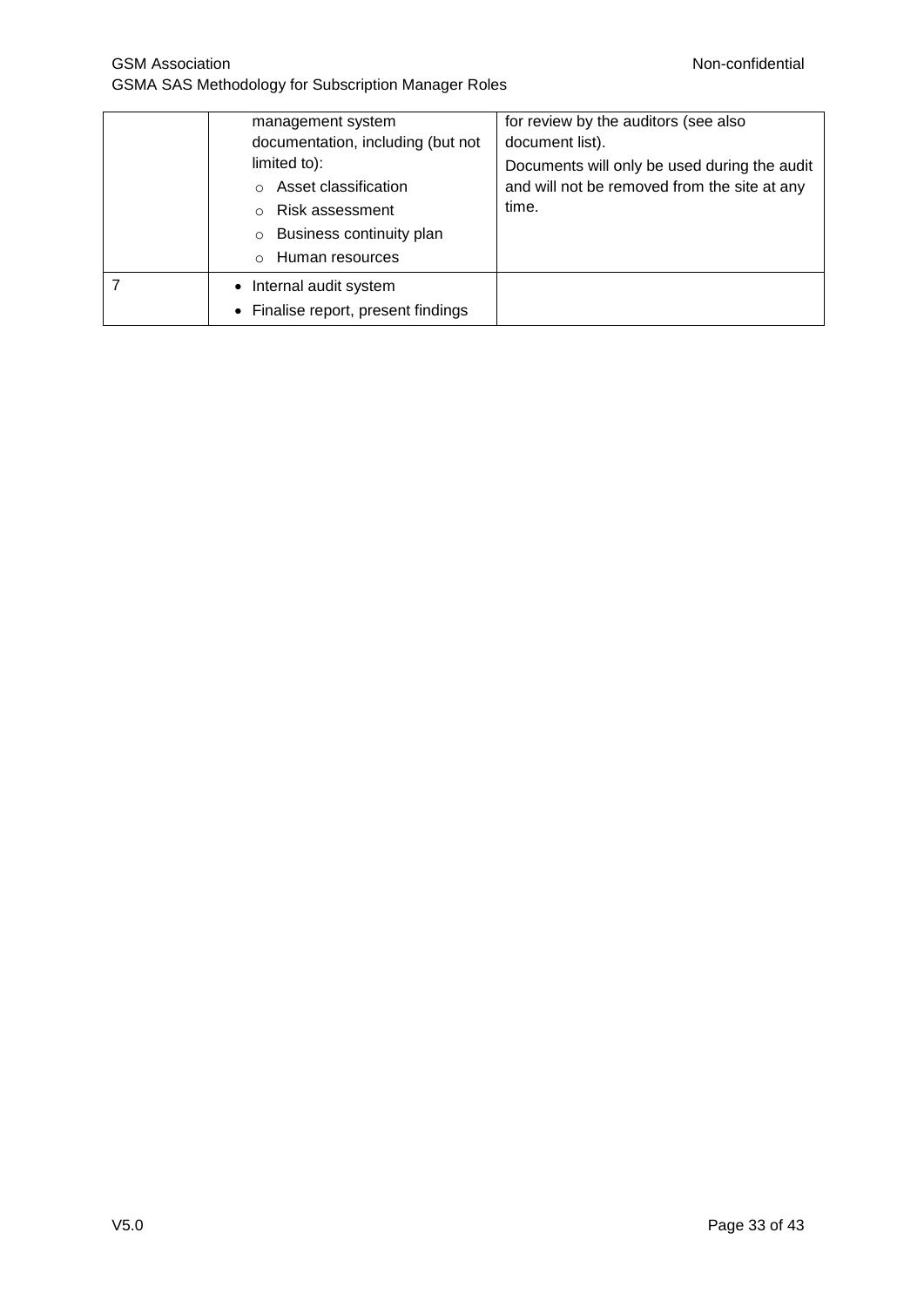| | | |
|---|---|---|
| | management system documentation, including (but not limited to):<br>○ Asset classification<br>○ Risk assessment<br>○ Business continuity plan<br>○ Human resources | for review by the auditors (see also document list).<br>Documents will only be used during the audit and will not be removed from the site at any time. |
| 7 | • Internal audit system<br>• Finalise report, present findings | |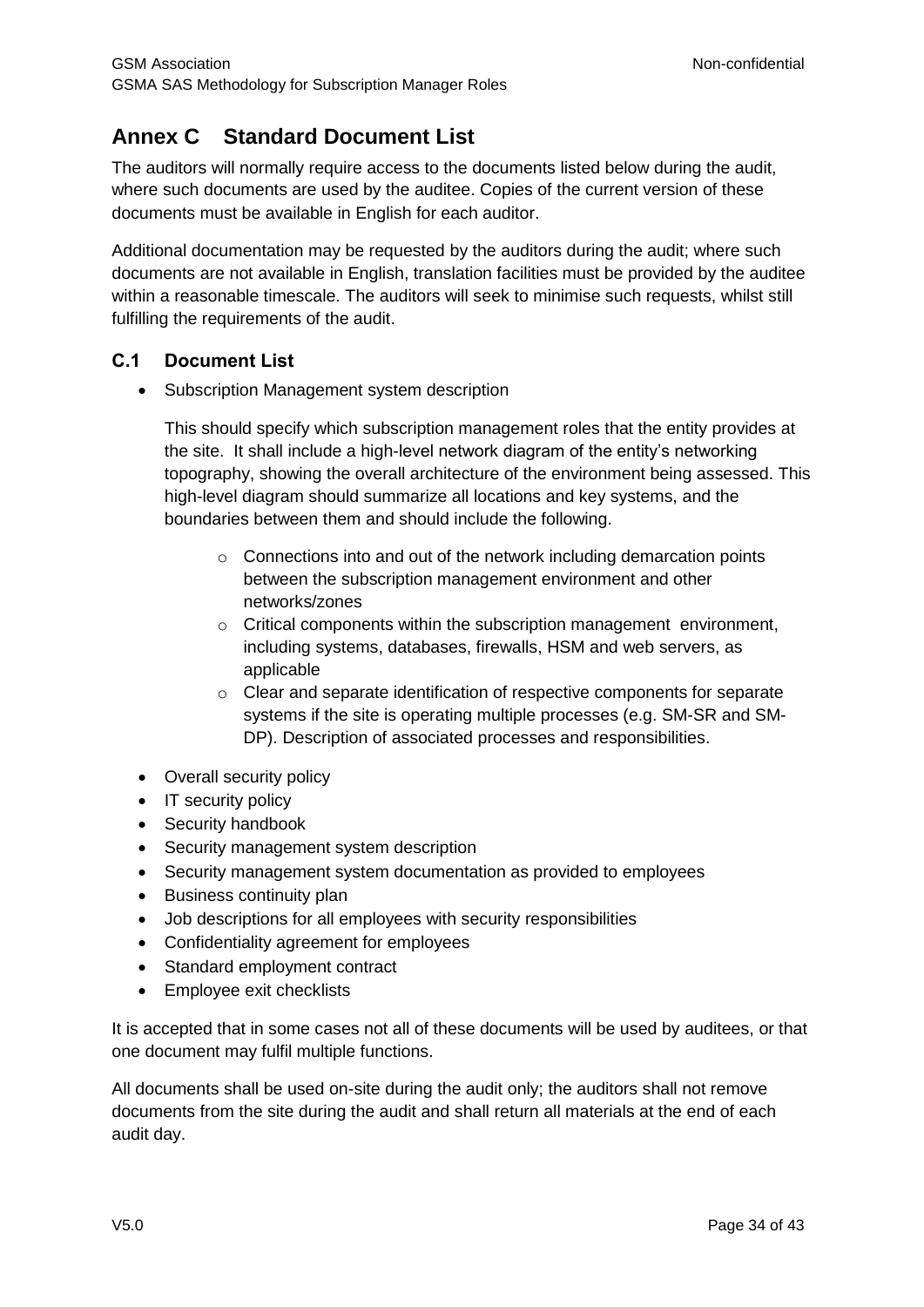# Annex C Standard Document List

The auditors will normally require access to the documents listed below during the audit, where such documents are used by the auditee. Copies of the current version of these documents must be available in English for each auditor.

Additional documentation may be requested by the auditors during the audit; where such documents are not available in English, translation facilities must be provided by the auditee within a reasonable timescale. The auditors will seek to minimise such requests, whilst still fulfilling the requirements of the audit.

## C.1 Document List

- Subscription Management system description

  This should specify which subscription management roles that the entity provides at the site. It shall include a high-level network diagram of the entity's networking topography, showing the overall architecture of the environment being assessed. This high-level diagram should summarize all locations and key systems, and the boundaries between them and should include the following.

  - Connections into and out of the network including demarcation points between the subscription management environment and other networks/zones
  - Critical components within the subscription management environment, including systems, databases, firewalls, HSM and web servers, as applicable
  - Clear and separate identification of respective components for separate systems if the site is operating multiple processes (e.g. SM-SR and SM-DP). Description of associated processes and responsibilities.

- Overall security policy
- IT security policy
- Security handbook
- Security management system description
- Security management system documentation as provided to employees
- Business continuity plan
- Job descriptions for all employees with security responsibilities
- Confidentiality agreement for employees
- Standard employment contract
- Employee exit checklists

It is accepted that in some cases not all of these documents will be used by auditees, or that one document may fulfil multiple functions.

All documents shall be used on-site during the audit only; the auditors shall not remove documents from the site during the audit and shall return all materials at the end of each audit day.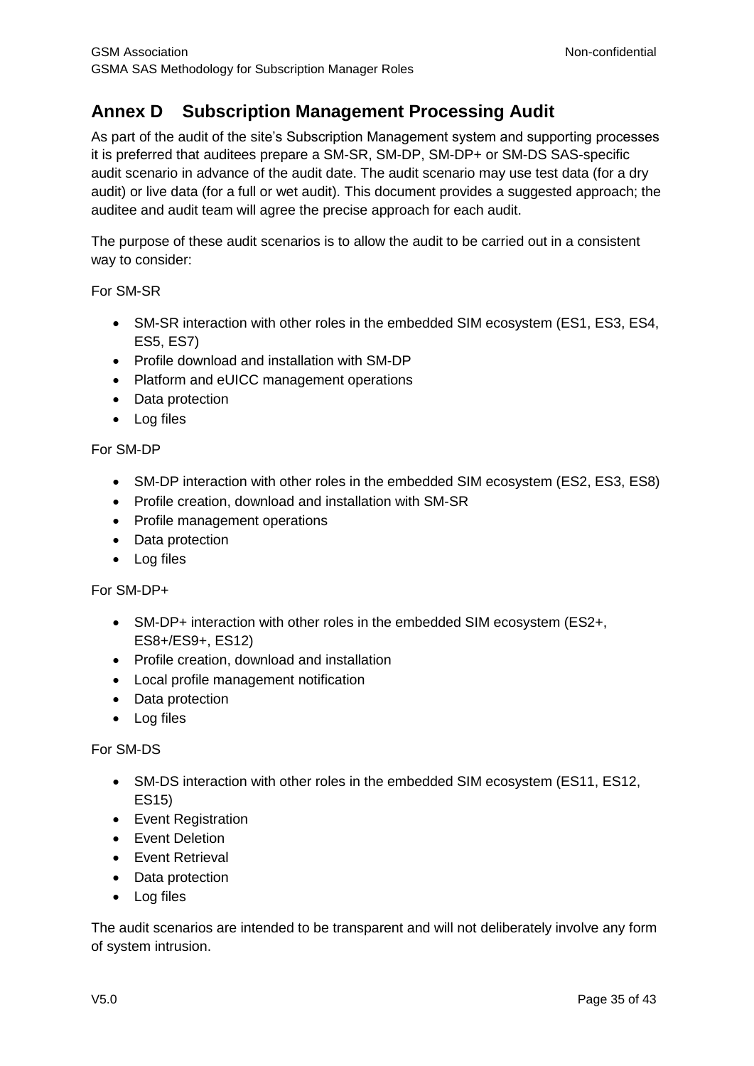# Annex D Subscription Management Processing Audit

As part of the audit of the site's Subscription Management system and supporting processes it is preferred that auditees prepare a SM-SR, SM-DP, SM-DP+ or SM-DS SAS-specific audit scenario in advance of the audit date. The audit scenario may use test data (for a dry audit) or live data (for a full or wet audit). This document provides a suggested approach; the auditee and audit team will agree the precise approach for each audit.

The purpose of these audit scenarios is to allow the audit to be carried out in a consistent way to consider:

For SM-SR

- SM-SR interaction with other roles in the embedded SIM ecosystem (ES1, ES3, ES4, ES5, ES7)
- Profile download and installation with SM-DP
- Platform and eUICC management operations
- Data protection
- Log files

For SM-DP

- SM-DP interaction with other roles in the embedded SIM ecosystem (ES2, ES3, ES8)
- Profile creation, download and installation with SM-SR
- Profile management operations
- Data protection
- Log files

For SM-DP+

- SM-DP+ interaction with other roles in the embedded SIM ecosystem (ES2+, ES8+/ES9+, ES12)
- Profile creation, download and installation
- Local profile management notification
- Data protection
- Log files

For SM-DS

- SM-DS interaction with other roles in the embedded SIM ecosystem (ES11, ES12, ES15)
- Event Registration
- Event Deletion
- Event Retrieval
- Data protection
- Log files

The audit scenarios are intended to be transparent and will not deliberately involve any form of system intrusion.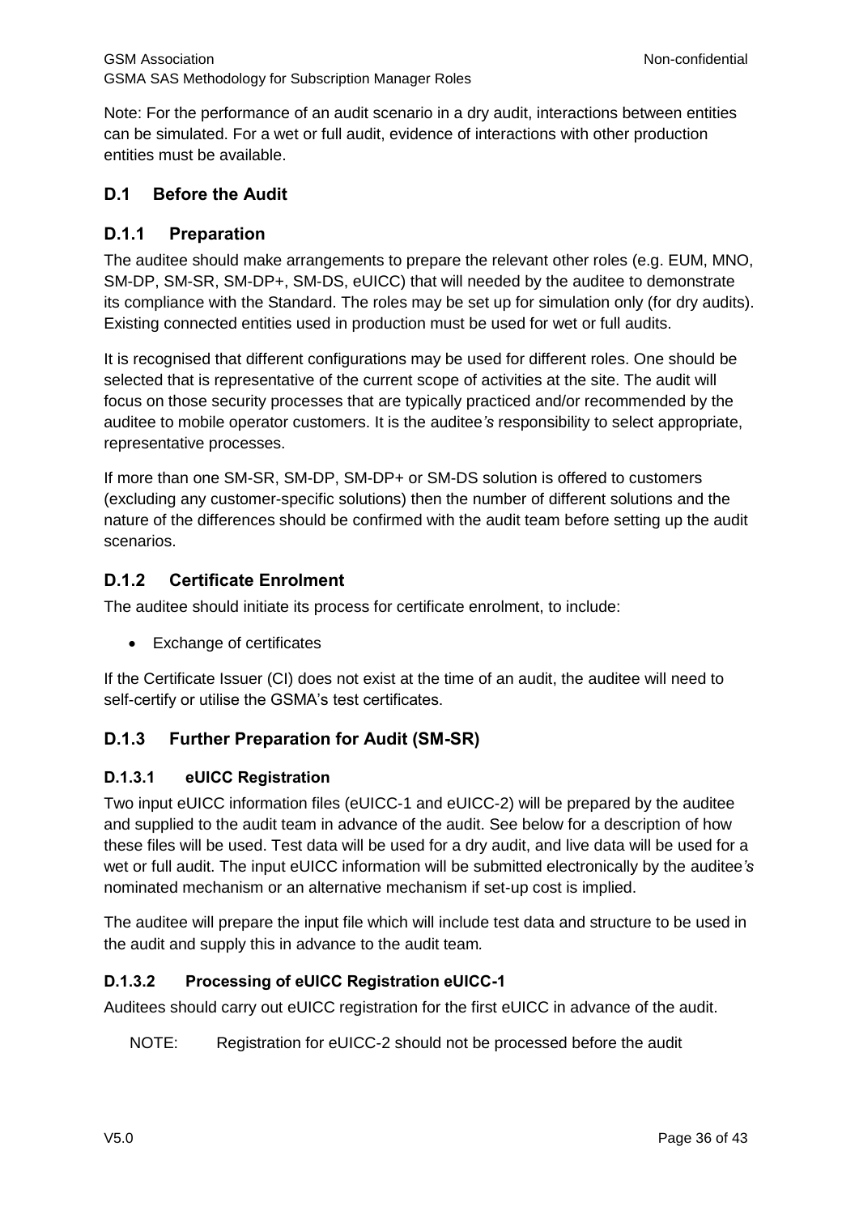Note: For the performance of an audit scenario in a dry audit, interactions between entities can be simulated. For a wet or full audit, evidence of interactions with other production entities must be available.

## D.1 Before the Audit

### D.1.1 Preparation

The auditee should make arrangements to prepare the relevant other roles (e.g. EUM, MNO, SM-DP, SM-SR, SM-DP+, SM-DS, eUICC) that will needed by the auditee to demonstrate its compliance with the Standard. The roles may be set up for simulation only (for dry audits). Existing connected entities used in production must be used for wet or full audits.

It is recognised that different configurations may be used for different roles. One should be selected that is representative of the current scope of activities at the site. The audit will focus on those security processes that are typically practiced and/or recommended by the auditee to mobile operator customers. It is the auditee*'s* responsibility to select appropriate, representative processes.

If more than one SM-SR, SM-DP, SM-DP+ or SM-DS solution is offered to customers (excluding any customer-specific solutions) then the number of different solutions and the nature of the differences should be confirmed with the audit team before setting up the audit scenarios.

### D.1.2 Certificate Enrolment

The auditee should initiate its process for certificate enrolment, to include:

- Exchange of certificates

If the Certificate Issuer (CI) does not exist at the time of an audit, the auditee will need to self-certify or utilise the GSMA's test certificates.

### D.1.3 Further Preparation for Audit (SM-SR)

#### D.1.3.1 eUICC Registration

Two input eUICC information files (eUICC-1 and eUICC-2) will be prepared by the auditee and supplied to the audit team in advance of the audit. See below for a description of how these files will be used. Test data will be used for a dry audit, and live data will be used for a wet or full audit. The input eUICC information will be submitted electronically by the auditee*'s* nominated mechanism or an alternative mechanism if set-up cost is implied.

The auditee will prepare the input file which will include test data and structure to be used in the audit and supply this in advance to the audit team*.*

#### D.1.3.2 Processing of eUICC Registration eUICC-1

Auditees should carry out eUICC registration for the first eUICC in advance of the audit.

NOTE: Registration for eUICC-2 should not be processed before the audit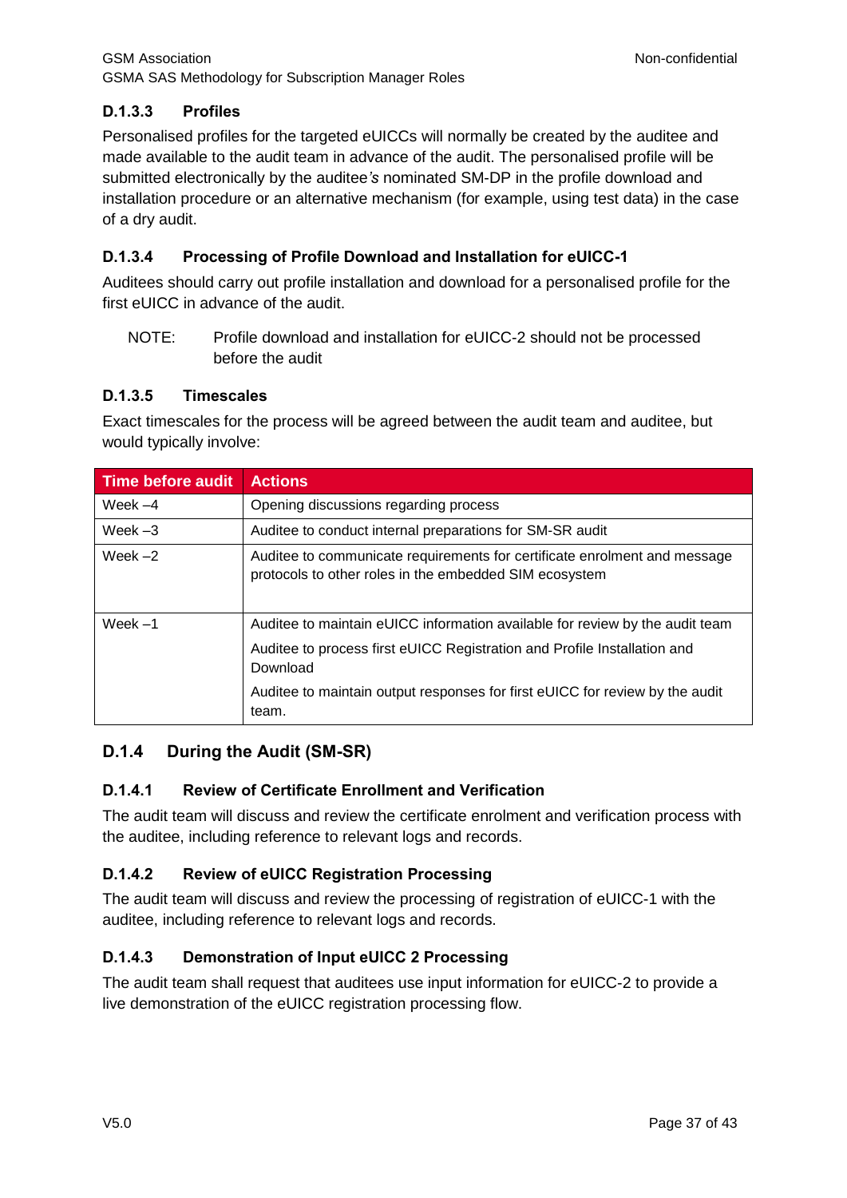#### D.1.3.3 Profiles

Personalised profiles for the targeted eUICCs will normally be created by the auditee and made available to the audit team in advance of the audit. The personalised profile will be submitted electronically by the auditee's nominated SM-DP in the profile download and installation procedure or an alternative mechanism (for example, using test data) in the case of a dry audit.

#### D.1.3.4 Processing of Profile Download and Installation for eUICC-1

Auditees should carry out profile installation and download for a personalised profile for the first eUICC in advance of the audit.

NOTE: Profile download and installation for eUICC-2 should not be processed before the audit

#### D.1.3.5 Timescales

Exact timescales for the process will be agreed between the audit team and auditee, but would typically involve:

| Time before audit | Actions |
|---|---|
| Week –4 | Opening discussions regarding process |
| Week –3 | Auditee to conduct internal preparations for SM-SR audit |
| Week –2 | Auditee to communicate requirements for certificate enrolment and message protocols to other roles in the embedded SIM ecosystem |
| Week –1 | Auditee to maintain eUICC information available for review by the audit team<br>Auditee to process first eUICC Registration and Profile Installation and Download<br>Auditee to maintain output responses for first eUICC for review by the audit team. |

### D.1.4 During the Audit (SM-SR)

#### D.1.4.1 Review of Certificate Enrollment and Verification

The audit team will discuss and review the certificate enrolment and verification process with the auditee, including reference to relevant logs and records.

#### D.1.4.2 Review of eUICC Registration Processing

The audit team will discuss and review the processing of registration of eUICC-1 with the auditee, including reference to relevant logs and records.

#### D.1.4.3 Demonstration of Input eUICC 2 Processing

The audit team shall request that auditees use input information for eUICC-2 to provide a live demonstration of the eUICC registration processing flow.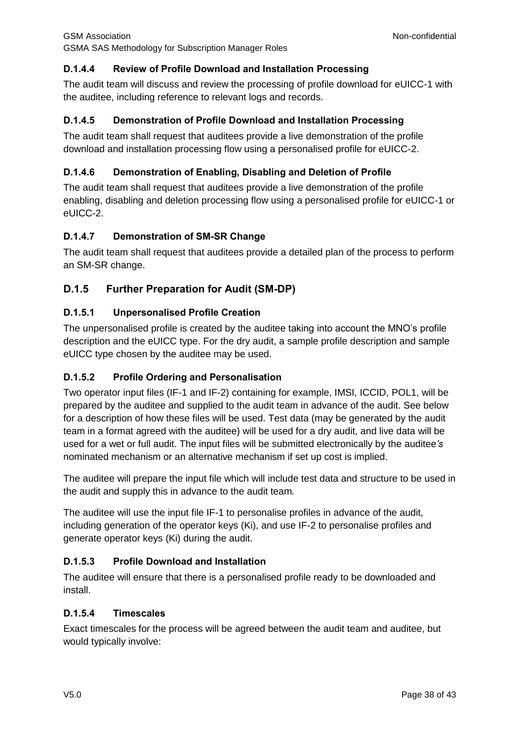#### D.1.4.4 Review of Profile Download and Installation Processing

The audit team will discuss and review the processing of profile download for eUICC-1 with the auditee, including reference to relevant logs and records.

#### D.1.4.5 Demonstration of Profile Download and Installation Processing

The audit team shall request that auditees provide a live demonstration of the profile download and installation processing flow using a personalised profile for eUICC-2.

#### D.1.4.6 Demonstration of Enabling, Disabling and Deletion of Profile

The audit team shall request that auditees provide a live demonstration of the profile enabling, disabling and deletion processing flow using a personalised profile for eUICC-1 or eUICC-2.

#### D.1.4.7 Demonstration of SM-SR Change

The audit team shall request that auditees provide a detailed plan of the process to perform an SM-SR change.

### D.1.5 Further Preparation for Audit (SM-DP)

#### D.1.5.1 Unpersonalised Profile Creation

The unpersonalised profile is created by the auditee taking into account the MNO's profile description and the eUICC type. For the dry audit, a sample profile description and sample eUICC type chosen by the auditee may be used.

#### D.1.5.2 Profile Ordering and Personalisation

Two operator input files (IF-1 and IF-2) containing for example, IMSI, ICCID, POL1, will be prepared by the auditee and supplied to the audit team in advance of the audit. See below for a description of how these files will be used. Test data (may be generated by the audit team in a format agreed with the auditee) will be used for a dry audit, and live data will be used for a wet or full audit. The input files will be submitted electronically by the auditee*'s* nominated mechanism or an alternative mechanism if set up cost is implied.

The auditee will prepare the input file which will include test data and structure to be used in the audit and supply this in advance to the audit team*.*

The auditee will use the input file IF-1 to personalise profiles in advance of the audit, including generation of the operator keys (Ki), and use IF-2 to personalise profiles and generate operator keys (Ki) during the audit.

#### D.1.5.3 Profile Download and Installation

The auditee will ensure that there is a personalised profile ready to be downloaded and install.

#### D.1.5.4 Timescales

Exact timescales for the process will be agreed between the audit team and auditee, but would typically involve: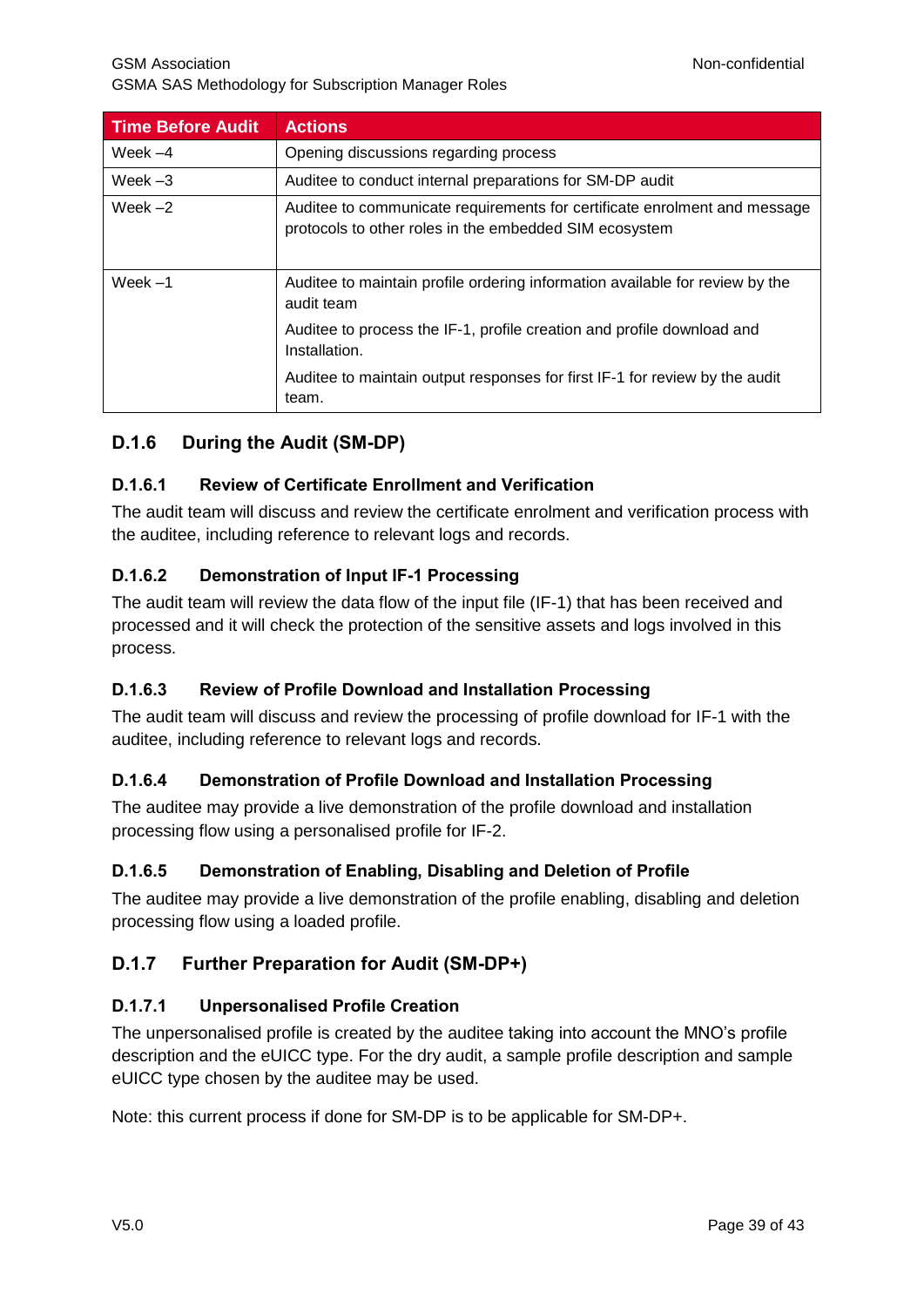| Time Before Audit | Actions |
| --- | --- |
| Week –4 | Opening discussions regarding process |
| Week –3 | Auditee to conduct internal preparations for SM-DP audit |
| Week –2 | Auditee to communicate requirements for certificate enrolment and message protocols to other roles in the embedded SIM ecosystem |
| Week –1 | Auditee to maintain profile ordering information available for review by the audit team<br><br>Auditee to process the IF-1, profile creation and profile download and Installation.<br><br>Auditee to maintain output responses for first IF-1 for review by the audit team. |

## D.1.6 During the Audit (SM-DP)

### D.1.6.1 Review of Certificate Enrollment and Verification

The audit team will discuss and review the certificate enrolment and verification process with the auditee, including reference to relevant logs and records.

### D.1.6.2 Demonstration of Input IF-1 Processing

The audit team will review the data flow of the input file (IF-1) that has been received and processed and it will check the protection of the sensitive assets and logs involved in this process.

### D.1.6.3 Review of Profile Download and Installation Processing

The audit team will discuss and review the processing of profile download for IF-1 with the auditee, including reference to relevant logs and records.

### D.1.6.4 Demonstration of Profile Download and Installation Processing

The auditee may provide a live demonstration of the profile download and installation processing flow using a personalised profile for IF-2.

### D.1.6.5 Demonstration of Enabling, Disabling and Deletion of Profile

The auditee may provide a live demonstration of the profile enabling, disabling and deletion processing flow using a loaded profile.

## D.1.7 Further Preparation for Audit (SM-DP+)

### D.1.7.1 Unpersonalised Profile Creation

The unpersonalised profile is created by the auditee taking into account the MNO's profile description and the eUICC type. For the dry audit, a sample profile description and sample eUICC type chosen by the auditee may be used.

Note: this current process if done for SM-DP is to be applicable for SM-DP+.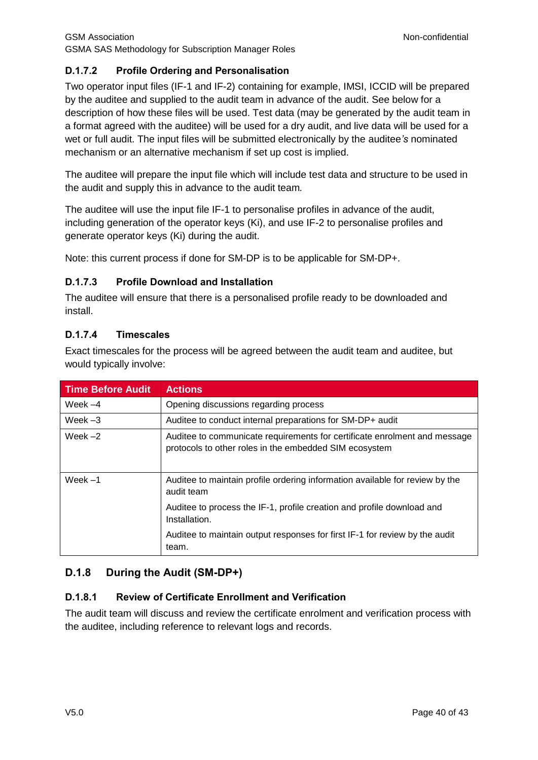#### D.1.7.2 Profile Ordering and Personalisation

Two operator input files (IF-1 and IF-2) containing for example, IMSI, ICCID will be prepared by the auditee and supplied to the audit team in advance of the audit. See below for a description of how these files will be used. Test data (may be generated by the audit team in a format agreed with the auditee) will be used for a dry audit, and live data will be used for a wet or full audit. The input files will be submitted electronically by the auditee*'s* nominated mechanism or an alternative mechanism if set up cost is implied.

The auditee will prepare the input file which will include test data and structure to be used in the audit and supply this in advance to the audit team*.*

The auditee will use the input file IF-1 to personalise profiles in advance of the audit, including generation of the operator keys (Ki), and use IF-2 to personalise profiles and generate operator keys (Ki) during the audit.

Note: this current process if done for SM-DP is to be applicable for SM-DP+.

#### D.1.7.3 Profile Download and Installation

The auditee will ensure that there is a personalised profile ready to be downloaded and install.

#### D.1.7.4 Timescales

Exact timescales for the process will be agreed between the audit team and auditee, but would typically involve:

| Time Before Audit | Actions |
|---|---|
| Week –4 | Opening discussions regarding process |
| Week –3 | Auditee to conduct internal preparations for SM-DP+ audit |
| Week –2 | Auditee to communicate requirements for certificate enrolment and message protocols to other roles in the embedded SIM ecosystem |
| Week –1 | Auditee to maintain profile ordering information available for review by the audit team<br><br>Auditee to process the IF-1, profile creation and profile download and Installation.<br><br>Auditee to maintain output responses for first IF-1 for review by the audit team. |

### D.1.8 During the Audit (SM-DP+)

#### D.1.8.1 Review of Certificate Enrollment and Verification

The audit team will discuss and review the certificate enrolment and verification process with the auditee, including reference to relevant logs and records.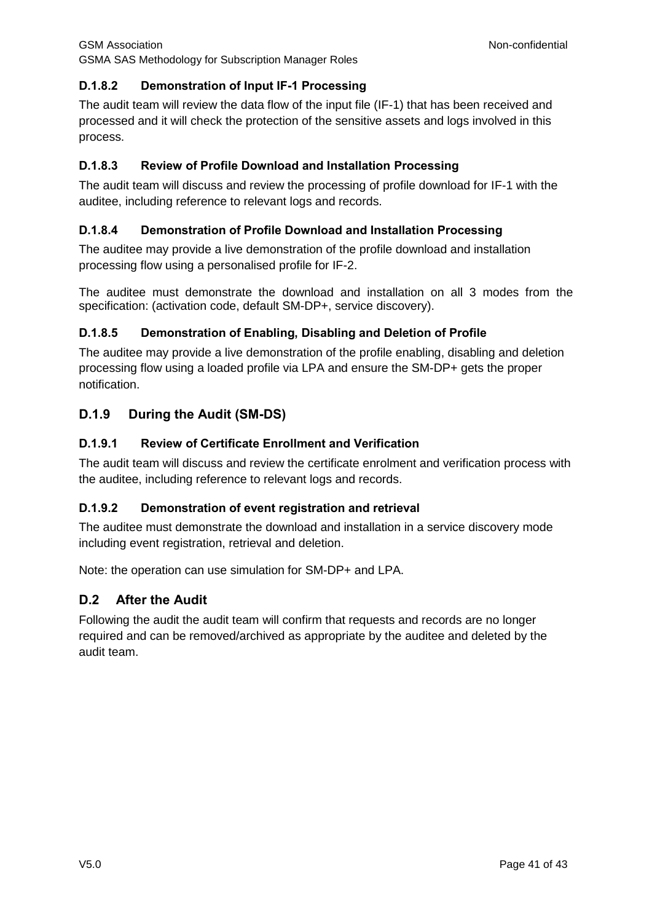#### D.1.8.2 Demonstration of Input IF-1 Processing

The audit team will review the data flow of the input file (IF-1) that has been received and processed and it will check the protection of the sensitive assets and logs involved in this process.

#### D.1.8.3 Review of Profile Download and Installation Processing

The audit team will discuss and review the processing of profile download for IF-1 with the auditee, including reference to relevant logs and records.

#### D.1.8.4 Demonstration of Profile Download and Installation Processing

The auditee may provide a live demonstration of the profile download and installation processing flow using a personalised profile for IF-2.

The auditee must demonstrate the download and installation on all 3 modes from the specification: (activation code, default SM-DP+, service discovery).

#### D.1.8.5 Demonstration of Enabling, Disabling and Deletion of Profile

The auditee may provide a live demonstration of the profile enabling, disabling and deletion processing flow using a loaded profile via LPA and ensure the SM-DP+ gets the proper notification.

### D.1.9 During the Audit (SM-DS)

#### D.1.9.1 Review of Certificate Enrollment and Verification

The audit team will discuss and review the certificate enrolment and verification process with the auditee, including reference to relevant logs and records.

#### D.1.9.2 Demonstration of event registration and retrieval

The auditee must demonstrate the download and installation in a service discovery mode including event registration, retrieval and deletion.

Note: the operation can use simulation for SM-DP+ and LPA.

## D.2 After the Audit

Following the audit the audit team will confirm that requests and records are no longer required and can be removed/archived as appropriate by the auditee and deleted by the audit team.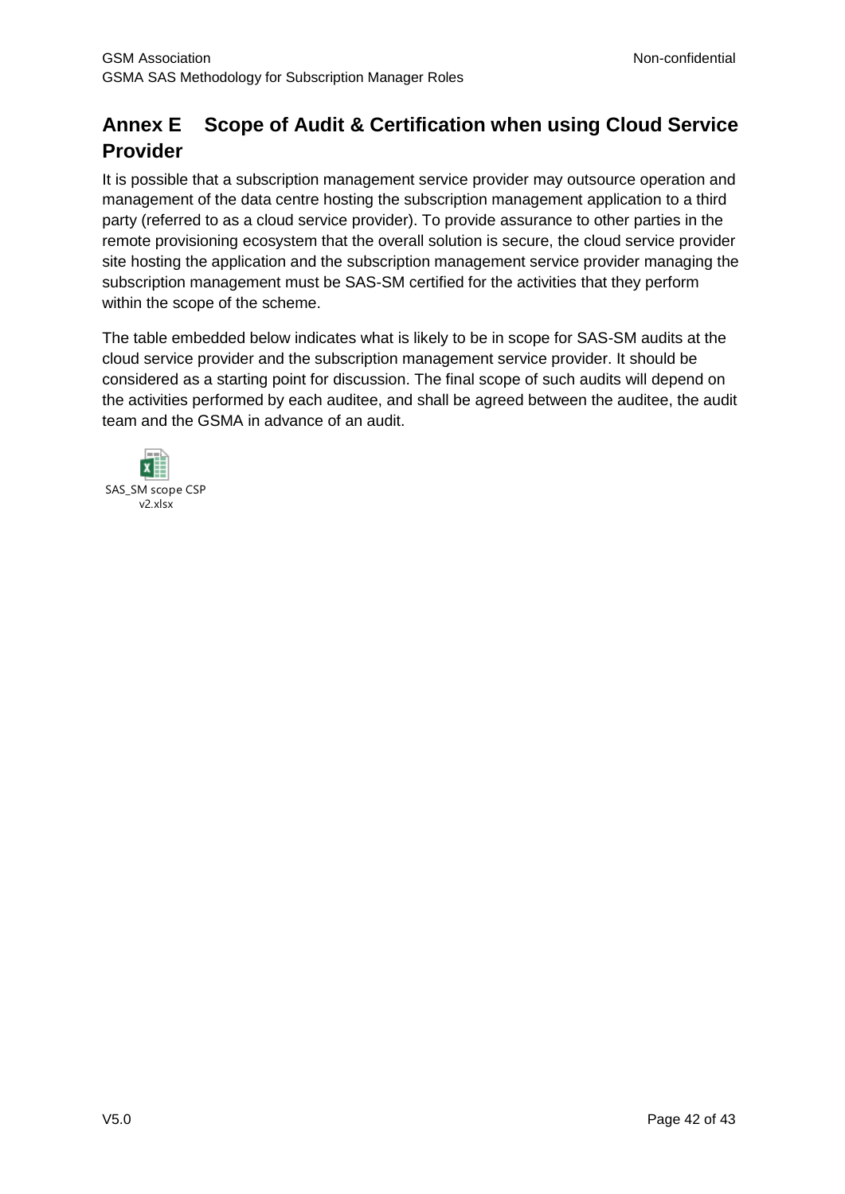## Annex E Scope of Audit & Certification when using Cloud Service Provider

It is possible that a subscription management service provider may outsource operation and management of the data centre hosting the subscription management application to a third party (referred to as a cloud service provider). To provide assurance to other parties in the remote provisioning ecosystem that the overall solution is secure, the cloud service provider site hosting the application and the subscription management service provider managing the subscription management must be SAS-SM certified for the activities that they perform within the scope of the scheme.

The table embedded below indicates what is likely to be in scope for SAS-SM audits at the cloud service provider and the subscription management service provider. It should be considered as a starting point for discussion. The final scope of such audits will depend on the activities performed by each auditee, and shall be agreed between the auditee, the audit team and the GSMA in advance of an audit.

SAS_SM scope CSP v2.xlsx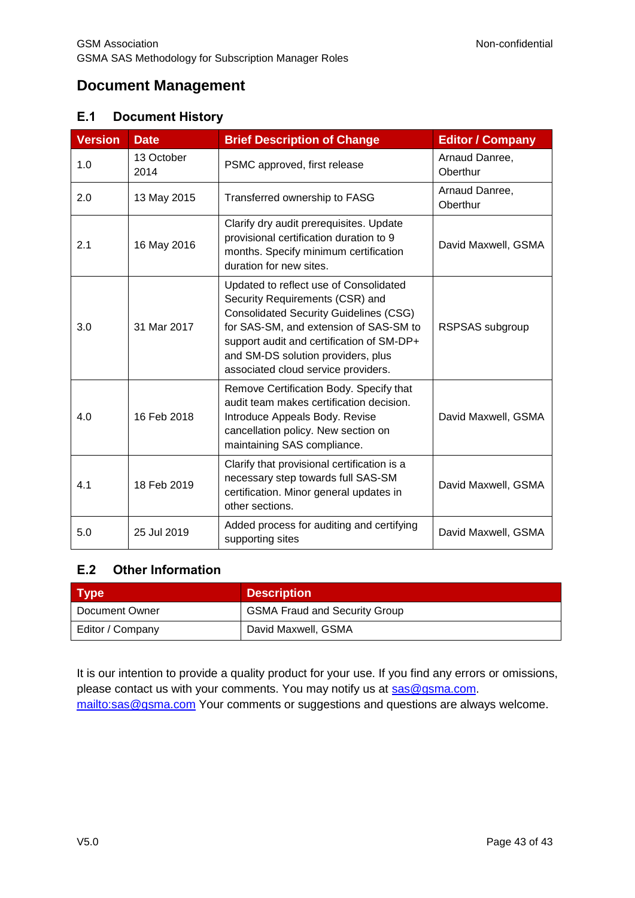# Document Management

## E.1 Document History

| Version | Date | Brief Description of Change | Editor / Company |
|---|---|---|---|
| 1.0 | 13 October 2014 | PSMC approved, first release | Arnaud Danree, Oberthur |
| 2.0 | 13 May 2015 | Transferred ownership to FASG | Arnaud Danree, Oberthur |
| 2.1 | 16 May 2016 | Clarify dry audit prerequisites. Update provisional certification duration to 9 months. Specify minimum certification duration for new sites. | David Maxwell, GSMA |
| 3.0 | 31 Mar 2017 | Updated to reflect use of Consolidated Security Requirements (CSR) and Consolidated Security Guidelines (CSG) for SAS-SM, and extension of SAS-SM to support audit and certification of SM-DP+ and SM-DS solution providers, plus associated cloud service providers. | RSPSAS subgroup |
| 4.0 | 16 Feb 2018 | Remove Certification Body. Specify that audit team makes certification decision. Introduce Appeals Body. Revise cancellation policy. New section on maintaining SAS compliance. | David Maxwell, GSMA |
| 4.1 | 18 Feb 2019 | Clarify that provisional certification is a necessary step towards full SAS-SM certification. Minor general updates in other sections. | David Maxwell, GSMA |
| 5.0 | 25 Jul 2019 | Added process for auditing and certifying supporting sites | David Maxwell, GSMA |

## E.2 Other Information

| Type | Description |
|---|---|
| Document Owner | GSMA Fraud and Security Group |
| Editor / Company | David Maxwell, GSMA |

It is our intention to provide a quality product for your use. If you find any errors or omissions, please contact us with your comments. You may notify us at sas@gsma.com. mailto:sas@gsma.com Your comments or suggestions and questions are always welcome.